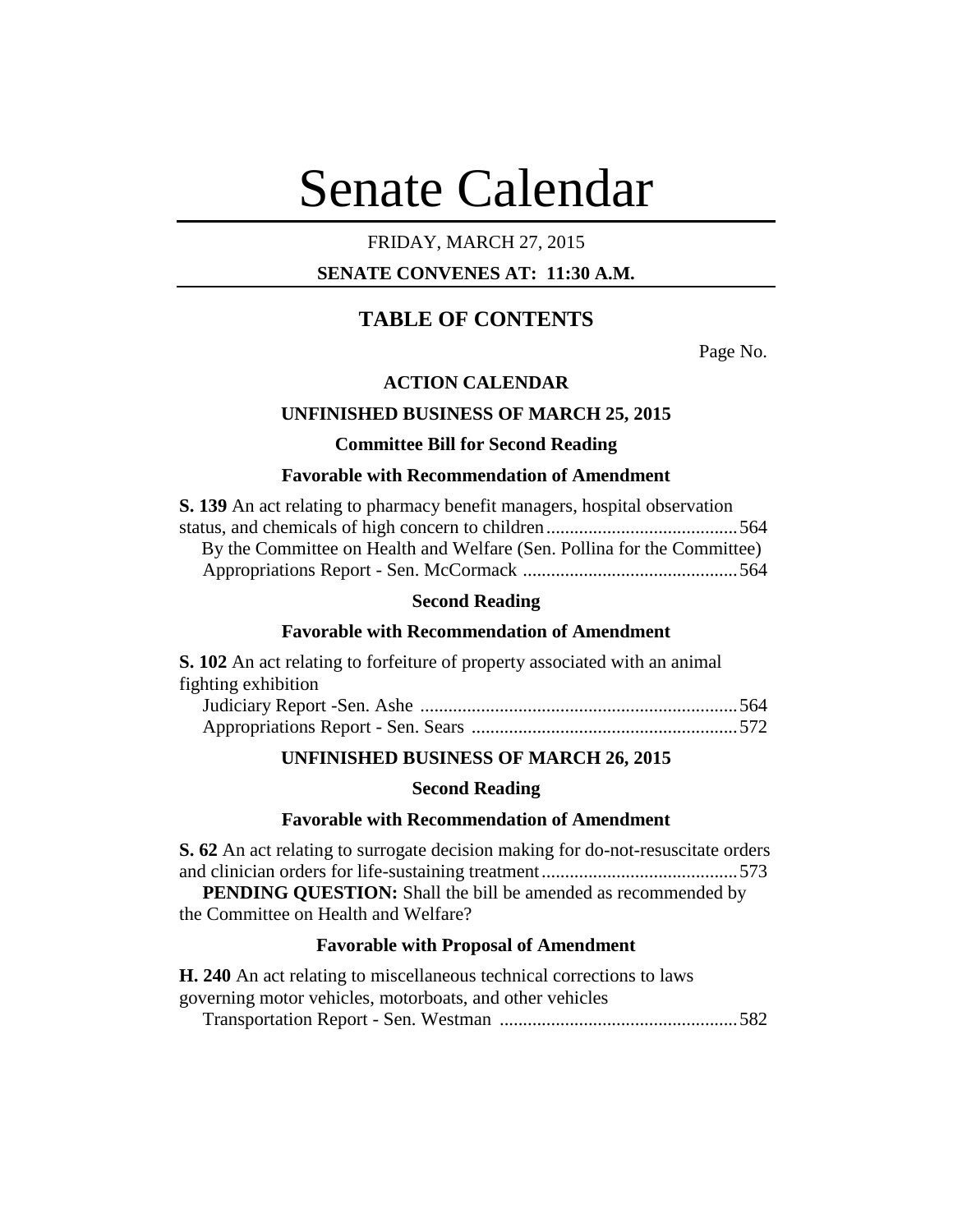# Senate Calendar

FRIDAY, MARCH 27, 2015

**SENATE CONVENES AT: 11:30 A.M.**

## TABLE OF CONTENTS

Page No.

### ACTION CALENDAR

### UNFINISHED BUSINESS OF MARCH 25, 2015

#### Committee Bill for Second Reading

#### Favorable with Recommendation of Amendment

**S. 139** An act relating to pharmacy benefit managers, hospital observation status, and chemicals of high concern to children........................................564

By the Committee on Health and Welfare (Sen. Pollina for the Committee)

Appropriations Report - Sen. McCormack .............................................564

#### Second Reading

#### Favorable with Recommendation of Amendment

**S. 102** An act relating to forfeiture of property associated with an animal fighting exhibition

Judiciary Report -Sen. Ashe ....................................................................564

Appropriations Report - Sen. Sears .........................................................572

### UNFINISHED BUSINESS OF MARCH 26, 2015

#### Second Reading

#### Favorable with Recommendation of Amendment

**S. 62** An act relating to surrogate decision making for do-not-resuscitate orders and clinician orders for life-sustaining treatment..........................................573

**PENDING QUESTION:** Shall the bill be amended as recommended by the Committee on Health and Welfare?

#### Favorable with Proposal of Amendment

**H. 240** An act relating to miscellaneous technical corrections to laws governing motor vehicles, motorboats, and other vehicles

Transportation Report - Sen. Westman ...................................................582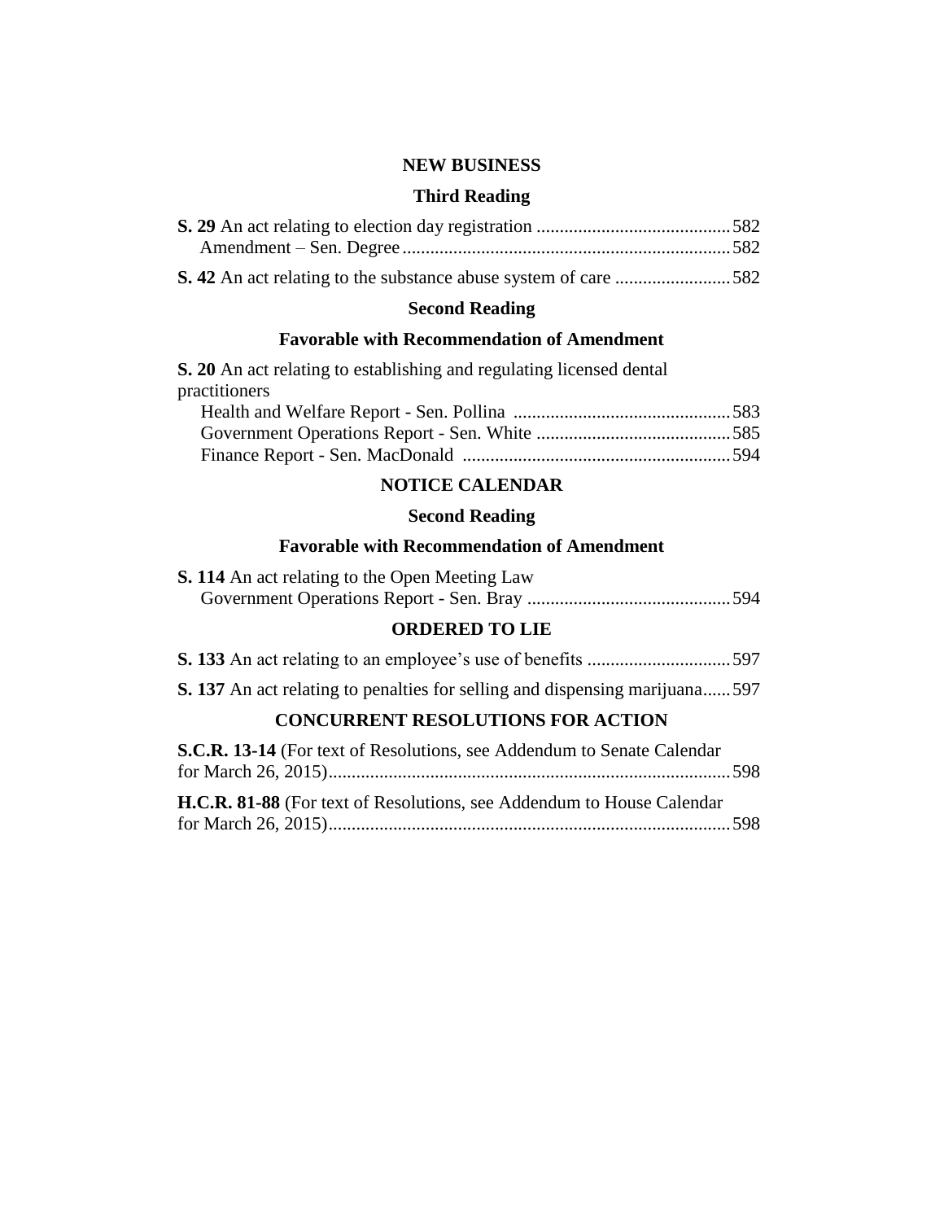## NEW BUSINESS

### Third Reading

**S. 29** An act relating to election day registration ........................................ 582
Amendment – Sen. Degree ........................................................................ 582

**S. 42** An act relating to the substance abuse system of care ........................ 582

### Second Reading

### Favorable with Recommendation of Amendment

**S. 20** An act relating to establishing and regulating licensed dental practitioners
Health and Welfare Report - Sen. Pollina ................................................ 583
Government Operations Report - Sen. White .......................................... 585
Finance Report - Sen. MacDonald ........................................................... 594

## NOTICE CALENDAR

### Second Reading

### Favorable with Recommendation of Amendment

**S. 114** An act relating to the Open Meeting Law
Government Operations Report - Sen. Bray ............................................ 594

## ORDERED TO LIE

**S. 133** An act relating to an employee’s use of benefits ............................... 597

**S. 137** An act relating to penalties for selling and dispensing marijuana...... 597

## CONCURRENT RESOLUTIONS FOR ACTION

**S.C.R. 13-14** (For text of Resolutions, see Addendum to Senate Calendar for March 26, 2015)........................................................................................ 598

**H.C.R. 81-88** (For text of Resolutions, see Addendum to House Calendar for March 26, 2015)........................................................................................ 598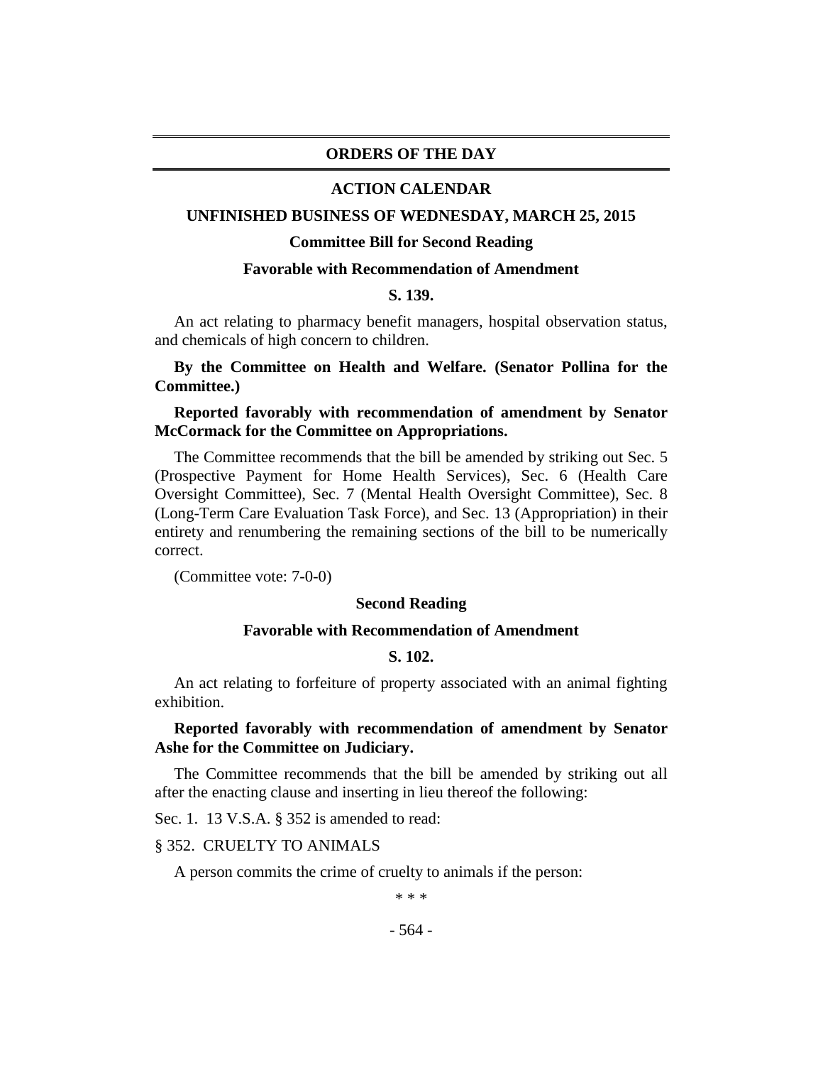# ORDERS OF THE DAY

## ACTION CALENDAR

### UNFINISHED BUSINESS OF WEDNESDAY, MARCH 25, 2015

#### Committee Bill for Second Reading

#### Favorable with Recommendation of Amendment

#### S. 139.

An act relating to pharmacy benefit managers, hospital observation status, and chemicals of high concern to children.

**By the Committee on Health and Welfare. (Senator Pollina for the Committee.)**

**Reported favorably with recommendation of amendment by Senator McCormack for the Committee on Appropriations.**

The Committee recommends that the bill be amended by striking out Sec. 5 (Prospective Payment for Home Health Services), Sec. 6 (Health Care Oversight Committee), Sec. 7 (Mental Health Oversight Committee), Sec. 8 (Long-Term Care Evaluation Task Force), and Sec. 13 (Appropriation) in their entirety and renumbering the remaining sections of the bill to be numerically correct.

(Committee vote: 7-0-0)

#### Second Reading

#### Favorable with Recommendation of Amendment

#### S. 102.

An act relating to forfeiture of property associated with an animal fighting exhibition.

**Reported favorably with recommendation of amendment by Senator Ashe for the Committee on Judiciary.**

The Committee recommends that the bill be amended by striking out all after the enacting clause and inserting in lieu thereof the following:

Sec. 1. 13 V.S.A. § 352 is amended to read:

§ 352. CRUELTY TO ANIMALS

A person commits the crime of cruelty to animals if the person:

\* \* \*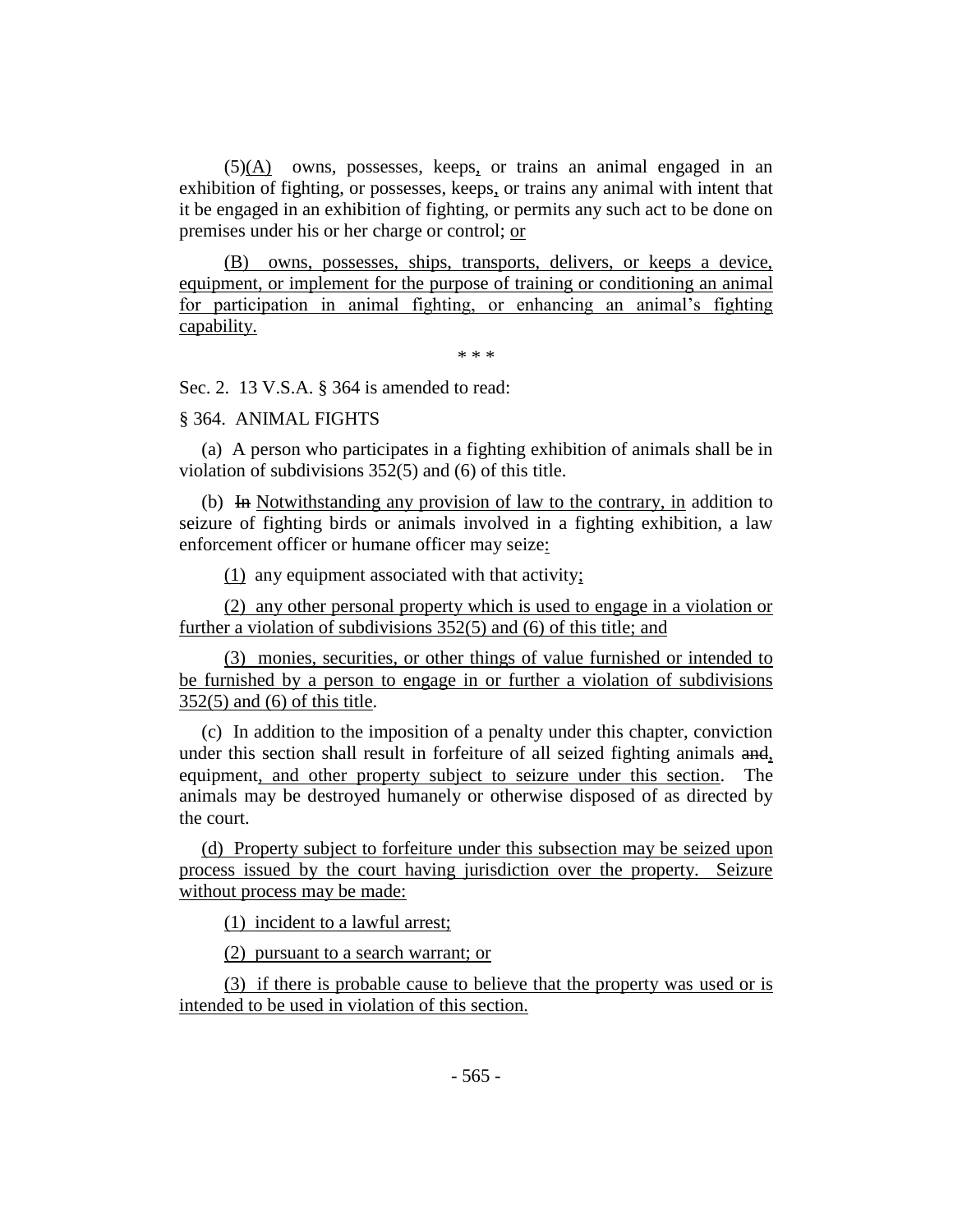(5)(A) owns, possesses, keeps, or trains an animal engaged in an exhibition of fighting, or possesses, keeps, or trains any animal with intent that it be engaged in an exhibition of fighting, or permits any such act to be done on premises under his or her charge or control; or

(B) owns, possesses, ships, transports, delivers, or keeps a device, equipment, or implement for the purpose of training or conditioning an animal for participation in animal fighting, or enhancing an animal's fighting capability.

\* \* \*

Sec. 2. 13 V.S.A. § 364 is amended to read:

§ 364. ANIMAL FIGHTS

(a) A person who participates in a fighting exhibition of animals shall be in violation of subdivisions 352(5) and (6) of this title.

(b) ~~In~~ Notwithstanding any provision of law to the contrary, in addition to seizure of fighting birds or animals involved in a fighting exhibition, a law enforcement officer or humane officer may seize:

(1) any equipment associated with that activity;

(2) any other personal property which is used to engage in a violation or further a violation of subdivisions 352(5) and (6) of this title; and

(3) monies, securities, or other things of value furnished or intended to be furnished by a person to engage in or further a violation of subdivisions 352(5) and (6) of this title.

(c) In addition to the imposition of a penalty under this chapter, conviction under this section shall result in forfeiture of all seized fighting animals ~~and~~, equipment, and other property subject to seizure under this section. The animals may be destroyed humanely or otherwise disposed of as directed by the court.

(d) Property subject to forfeiture under this subsection may be seized upon process issued by the court having jurisdiction over the property. Seizure without process may be made:

(1) incident to a lawful arrest;

(2) pursuant to a search warrant; or

(3) if there is probable cause to believe that the property was used or is intended to be used in violation of this section.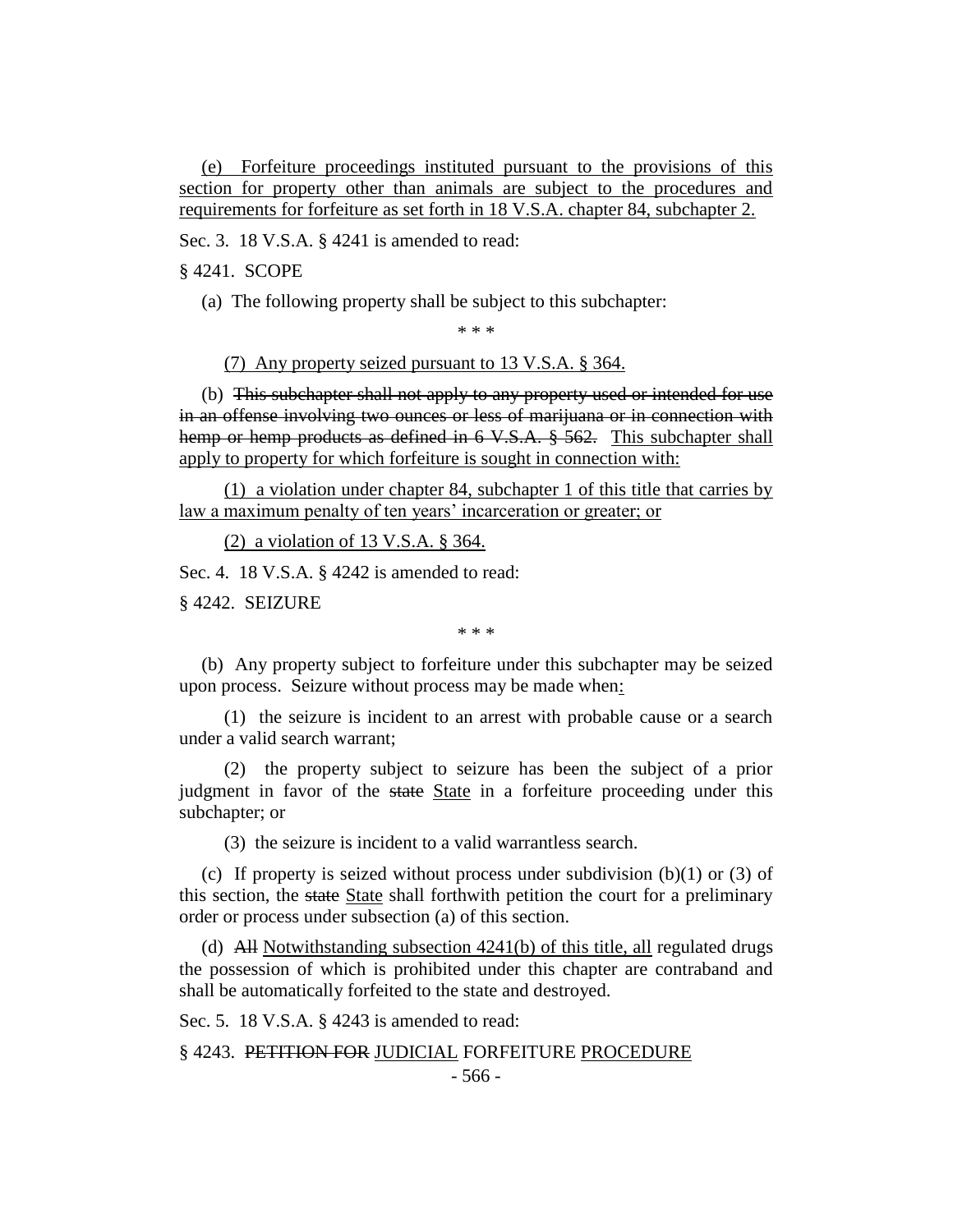(e) Forfeiture proceedings instituted pursuant to the provisions of this section for property other than animals are subject to the procedures and requirements for forfeiture as set forth in 18 V.S.A. chapter 84, subchapter 2.

Sec. 3. 18 V.S.A. § 4241 is amended to read:

§ 4241. SCOPE

(a) The following property shall be subject to this subchapter:

\* \* \*

(7) Any property seized pursuant to 13 V.S.A. § 364.

(b) ~~This subchapter shall not apply to any property used or intended for use in an offense involving two ounces or less of marijuana or in connection with hemp or hemp products as defined in 6 V.S.A. § 562.~~ This subchapter shall apply to property for which forfeiture is sought in connection with:

(1) a violation under chapter 84, subchapter 1 of this title that carries by law a maximum penalty of ten years' incarceration or greater; or

(2) a violation of 13 V.S.A. § 364.

Sec. 4. 18 V.S.A. § 4242 is amended to read:

§ 4242. SEIZURE

\* \* \*

(b) Any property subject to forfeiture under this subchapter may be seized upon process. Seizure without process may be made when:

(1) the seizure is incident to an arrest with probable cause or a search under a valid search warrant;

(2) the property subject to seizure has been the subject of a prior judgment in favor of the ~~state~~ State in a forfeiture proceeding under this subchapter; or

(3) the seizure is incident to a valid warrantless search.

(c) If property is seized without process under subdivision (b)(1) or (3) of this section, the ~~state~~ State shall forthwith petition the court for a preliminary order or process under subsection (a) of this section.

(d) ~~All~~ Notwithstanding subsection 4241(b) of this title, all regulated drugs the possession of which is prohibited under this chapter are contraband and shall be automatically forfeited to the state and destroyed.

Sec. 5. 18 V.S.A. § 4243 is amended to read:

§ 4243. ~~PETITION FOR~~ JUDICIAL FORFEITURE PROCEDURE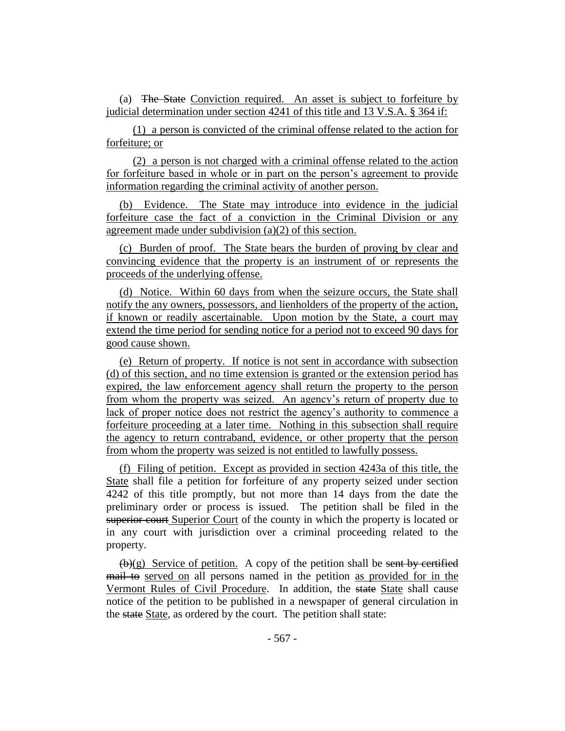(a) ~~The State~~ Conviction required. An asset is subject to forfeiture by judicial determination under section 4241 of this title and 13 V.S.A. § 364 if:

(1) a person is convicted of the criminal offense related to the action for forfeiture; or

(2) a person is not charged with a criminal offense related to the action for forfeiture based in whole or in part on the person's agreement to provide information regarding the criminal activity of another person.

(b) Evidence. The State may introduce into evidence in the judicial forfeiture case the fact of a conviction in the Criminal Division or any agreement made under subdivision (a)(2) of this section.

(c) Burden of proof. The State bears the burden of proving by clear and convincing evidence that the property is an instrument of or represents the proceeds of the underlying offense.

(d) Notice. Within 60 days from when the seizure occurs, the State shall notify the any owners, possessors, and lienholders of the property of the action, if known or readily ascertainable. Upon motion by the State, a court may extend the time period for sending notice for a period not to exceed 90 days for good cause shown.

(e) Return of property. If notice is not sent in accordance with subsection (d) of this section, and no time extension is granted or the extension period has expired, the law enforcement agency shall return the property to the person from whom the property was seized. An agency's return of property due to lack of proper notice does not restrict the agency's authority to commence a forfeiture proceeding at a later time. Nothing in this subsection shall require the agency to return contraband, evidence, or other property that the person from whom the property was seized is not entitled to lawfully possess.

(f) Filing of petition. Except as provided in section 4243a of this title, the State shall file a petition for forfeiture of any property seized under section 4242 of this title promptly, but not more than 14 days from the date the preliminary order or process is issued. The petition shall be filed in the ~~superior court~~ Superior Court of the county in which the property is located or in any court with jurisdiction over a criminal proceeding related to the property.

~~(b)~~(g) Service of petition. A copy of the petition shall be ~~sent by certified mail to~~ served on all persons named in the petition as provided for in the Vermont Rules of Civil Procedure. In addition, the ~~state~~ State shall cause notice of the petition to be published in a newspaper of general circulation in the ~~state~~ State, as ordered by the court. The petition shall state: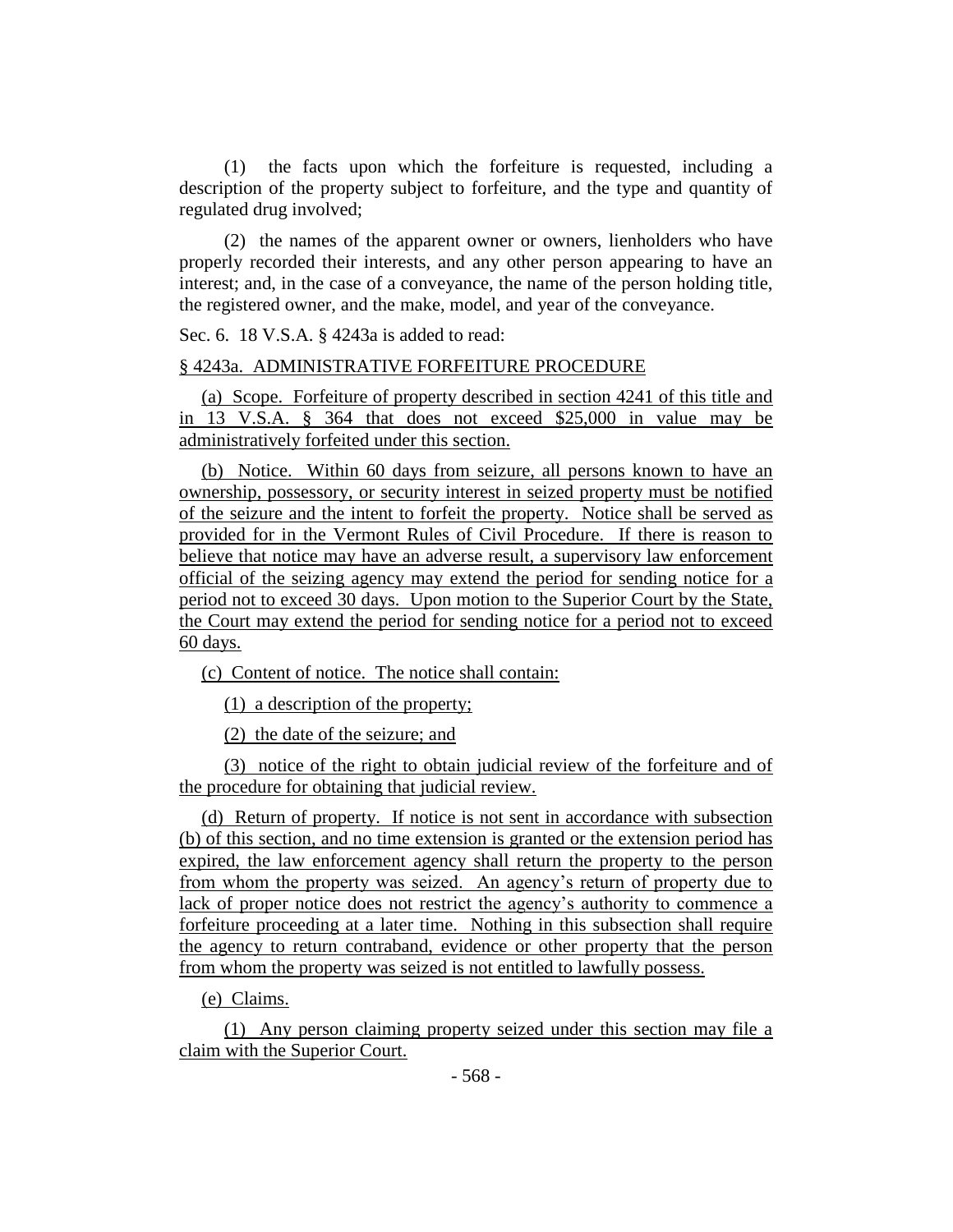(1) the facts upon which the forfeiture is requested, including a description of the property subject to forfeiture, and the type and quantity of regulated drug involved;

(2) the names of the apparent owner or owners, lienholders who have properly recorded their interests, and any other person appearing to have an interest; and, in the case of a conveyance, the name of the person holding title, the registered owner, and the make, model, and year of the conveyance.

Sec. 6. 18 V.S.A. § 4243a is added to read:

§ 4243a. ADMINISTRATIVE FORFEITURE PROCEDURE

(a) Scope. Forfeiture of property described in section 4241 of this title and in 13 V.S.A. § 364 that does not exceed $25,000 in value may be administratively forfeited under this section.

(b) Notice. Within 60 days from seizure, all persons known to have an ownership, possessory, or security interest in seized property must be notified of the seizure and the intent to forfeit the property. Notice shall be served as provided for in the Vermont Rules of Civil Procedure. If there is reason to believe that notice may have an adverse result, a supervisory law enforcement official of the seizing agency may extend the period for sending notice for a period not to exceed 30 days. Upon motion to the Superior Court by the State, the Court may extend the period for sending notice for a period not to exceed 60 days.

(c) Content of notice. The notice shall contain:

(1) a description of the property;

(2) the date of the seizure; and

(3) notice of the right to obtain judicial review of the forfeiture and of the procedure for obtaining that judicial review.

(d) Return of property. If notice is not sent in accordance with subsection (b) of this section, and no time extension is granted or the extension period has expired, the law enforcement agency shall return the property to the person from whom the property was seized. An agency's return of property due to lack of proper notice does not restrict the agency's authority to commence a forfeiture proceeding at a later time. Nothing in this subsection shall require the agency to return contraband, evidence or other property that the person from whom the property was seized is not entitled to lawfully possess.

(e) Claims.

(1) Any person claiming property seized under this section may file a claim with the Superior Court.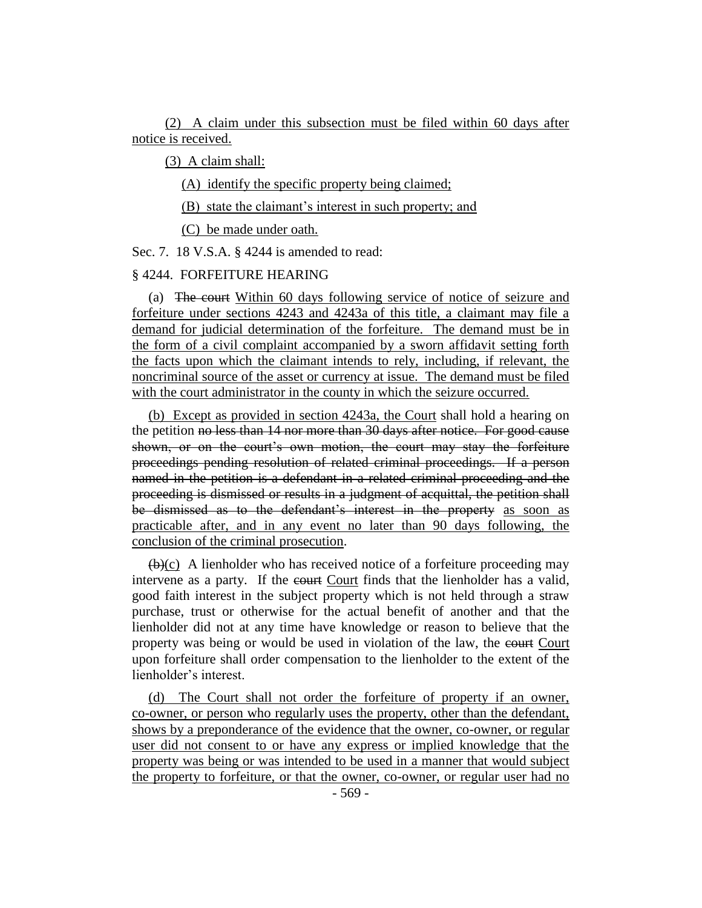(2) A claim under this subsection must be filed within 60 days after notice is received.

(3) A claim shall:

(A) identify the specific property being claimed;

(B) state the claimant's interest in such property; and

(C) be made under oath.

Sec. 7. 18 V.S.A. § 4244 is amended to read:

§ 4244. FORFEITURE HEARING

(a) ~~The court~~ Within 60 days following service of notice of seizure and forfeiture under sections 4243 and 4243a of this title, a claimant may file a demand for judicial determination of the forfeiture. The demand must be in the form of a civil complaint accompanied by a sworn affidavit setting forth the facts upon which the claimant intends to rely, including, if relevant, the noncriminal source of the asset or currency at issue. The demand must be filed with the court administrator in the county in which the seizure occurred.

(b) Except as provided in section 4243a, the Court shall hold a hearing on the petition ~~no less than 14 nor more than 30 days after notice. For good cause shown, or on the court's own motion, the court may stay the forfeiture proceedings pending resolution of related criminal proceedings. If a person named in the petition is a defendant in a related criminal proceeding and the proceeding is dismissed or results in a judgment of acquittal, the petition shall be dismissed as to the defendant's interest in the property~~ as soon as practicable after, and in any event no later than 90 days following, the conclusion of the criminal prosecution.

~~(b)~~(c) A lienholder who has received notice of a forfeiture proceeding may intervene as a party. If the ~~court~~ Court finds that the lienholder has a valid, good faith interest in the subject property which is not held through a straw purchase, trust or otherwise for the actual benefit of another and that the lienholder did not at any time have knowledge or reason to believe that the property was being or would be used in violation of the law, the ~~court~~ Court upon forfeiture shall order compensation to the lienholder to the extent of the lienholder's interest.

(d) The Court shall not order the forfeiture of property if an owner, co-owner, or person who regularly uses the property, other than the defendant, shows by a preponderance of the evidence that the owner, co-owner, or regular user did not consent to or have any express or implied knowledge that the property was being or was intended to be used in a manner that would subject the property to forfeiture, or that the owner, co-owner, or regular user had no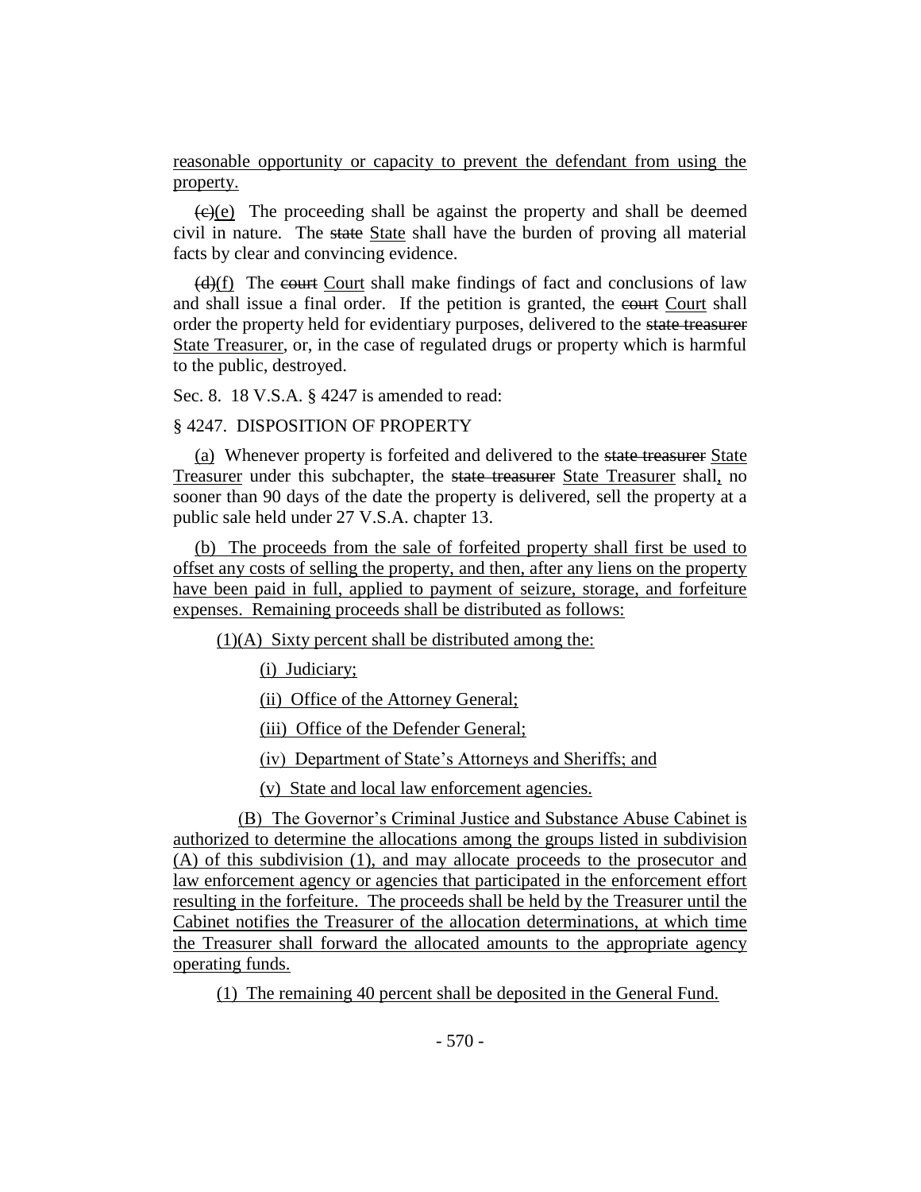reasonable opportunity or capacity to prevent the defendant from using the property.

~~(c)~~(e) The proceeding shall be against the property and shall be deemed civil in nature. The ~~state~~ State shall have the burden of proving all material facts by clear and convincing evidence.

~~(d)~~(f) The ~~court~~ Court shall make findings of fact and conclusions of law and shall issue a final order. If the petition is granted, the ~~court~~ Court shall order the property held for evidentiary purposes, delivered to the ~~state treasurer~~ State Treasurer, or, in the case of regulated drugs or property which is harmful to the public, destroyed.

Sec. 8. 18 V.S.A. § 4247 is amended to read:

§ 4247. DISPOSITION OF PROPERTY

(a) Whenever property is forfeited and delivered to the ~~state treasurer~~ State Treasurer under this subchapter, the ~~state treasurer~~ State Treasurer shall, no sooner than 90 days of the date the property is delivered, sell the property at a public sale held under 27 V.S.A. chapter 13.

(b) The proceeds from the sale of forfeited property shall first be used to offset any costs of selling the property, and then, after any liens on the property have been paid in full, applied to payment of seizure, storage, and forfeiture expenses. Remaining proceeds shall be distributed as follows:

(1)(A) Sixty percent shall be distributed among the:

(i) Judiciary;

(ii) Office of the Attorney General;

(iii) Office of the Defender General;

(iv) Department of State's Attorneys and Sheriffs; and

(v) State and local law enforcement agencies.

(B) The Governor's Criminal Justice and Substance Abuse Cabinet is authorized to determine the allocations among the groups listed in subdivision (A) of this subdivision (1), and may allocate proceeds to the prosecutor and law enforcement agency or agencies that participated in the enforcement effort resulting in the forfeiture. The proceeds shall be held by the Treasurer until the Cabinet notifies the Treasurer of the allocation determinations, at which time the Treasurer shall forward the allocated amounts to the appropriate agency operating funds.

(1) The remaining 40 percent shall be deposited in the General Fund.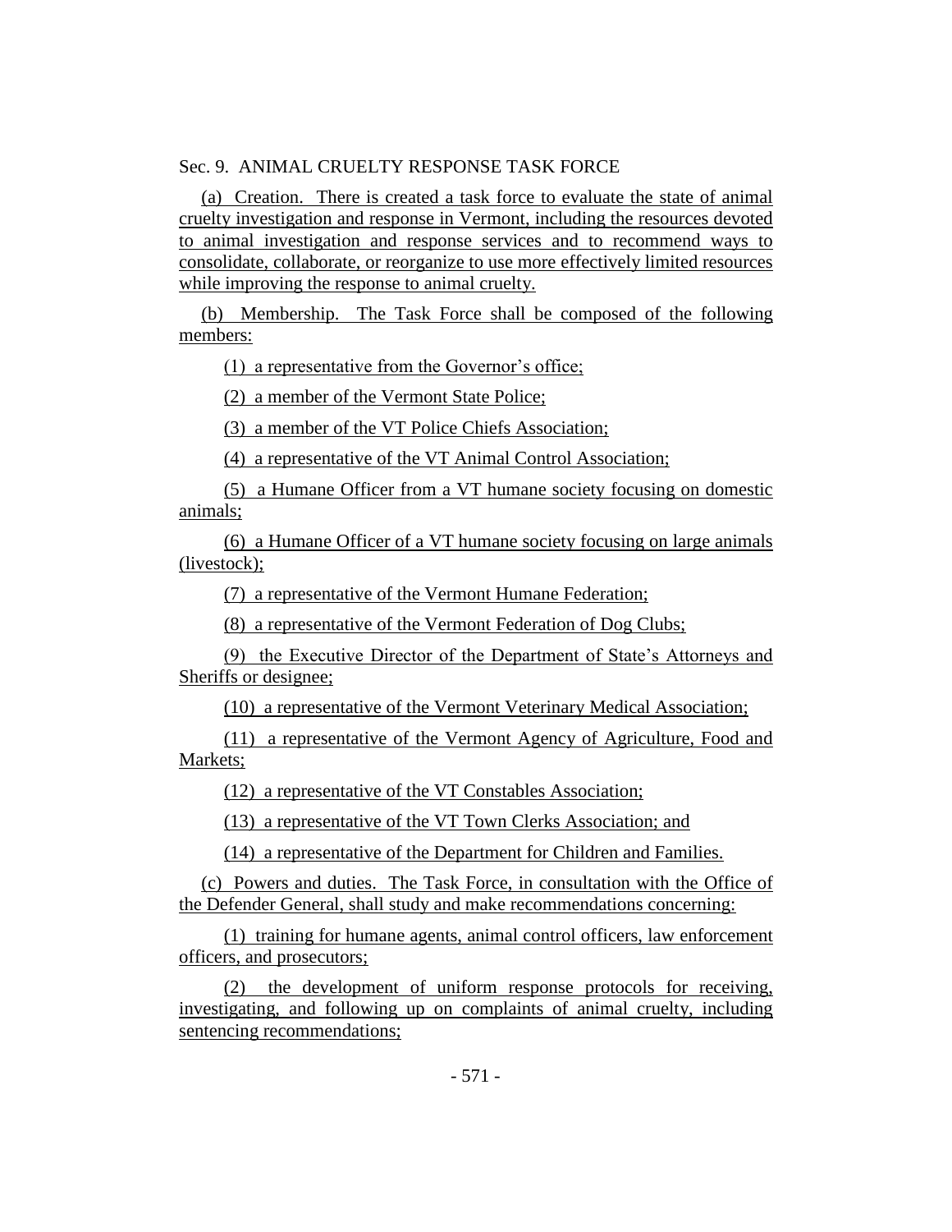Sec. 9. ANIMAL CRUELTY RESPONSE TASK FORCE

(a) Creation. There is created a task force to evaluate the state of animal cruelty investigation and response in Vermont, including the resources devoted to animal investigation and response services and to recommend ways to consolidate, collaborate, or reorganize to use more effectively limited resources while improving the response to animal cruelty.

(b) Membership. The Task Force shall be composed of the following members:

(1) a representative from the Governor's office;

(2) a member of the Vermont State Police;

(3) a member of the VT Police Chiefs Association;

(4) a representative of the VT Animal Control Association;

(5) a Humane Officer from a VT humane society focusing on domestic animals;

(6) a Humane Officer of a VT humane society focusing on large animals (livestock);

(7) a representative of the Vermont Humane Federation;

(8) a representative of the Vermont Federation of Dog Clubs;

(9) the Executive Director of the Department of State's Attorneys and Sheriffs or designee;

(10) a representative of the Vermont Veterinary Medical Association;

(11) a representative of the Vermont Agency of Agriculture, Food and Markets;

(12) a representative of the VT Constables Association;

(13) a representative of the VT Town Clerks Association; and

(14) a representative of the Department for Children and Families.

(c) Powers and duties. The Task Force, in consultation with the Office of the Defender General, shall study and make recommendations concerning:

(1) training for humane agents, animal control officers, law enforcement officers, and prosecutors;

(2) the development of uniform response protocols for receiving, investigating, and following up on complaints of animal cruelty, including sentencing recommendations;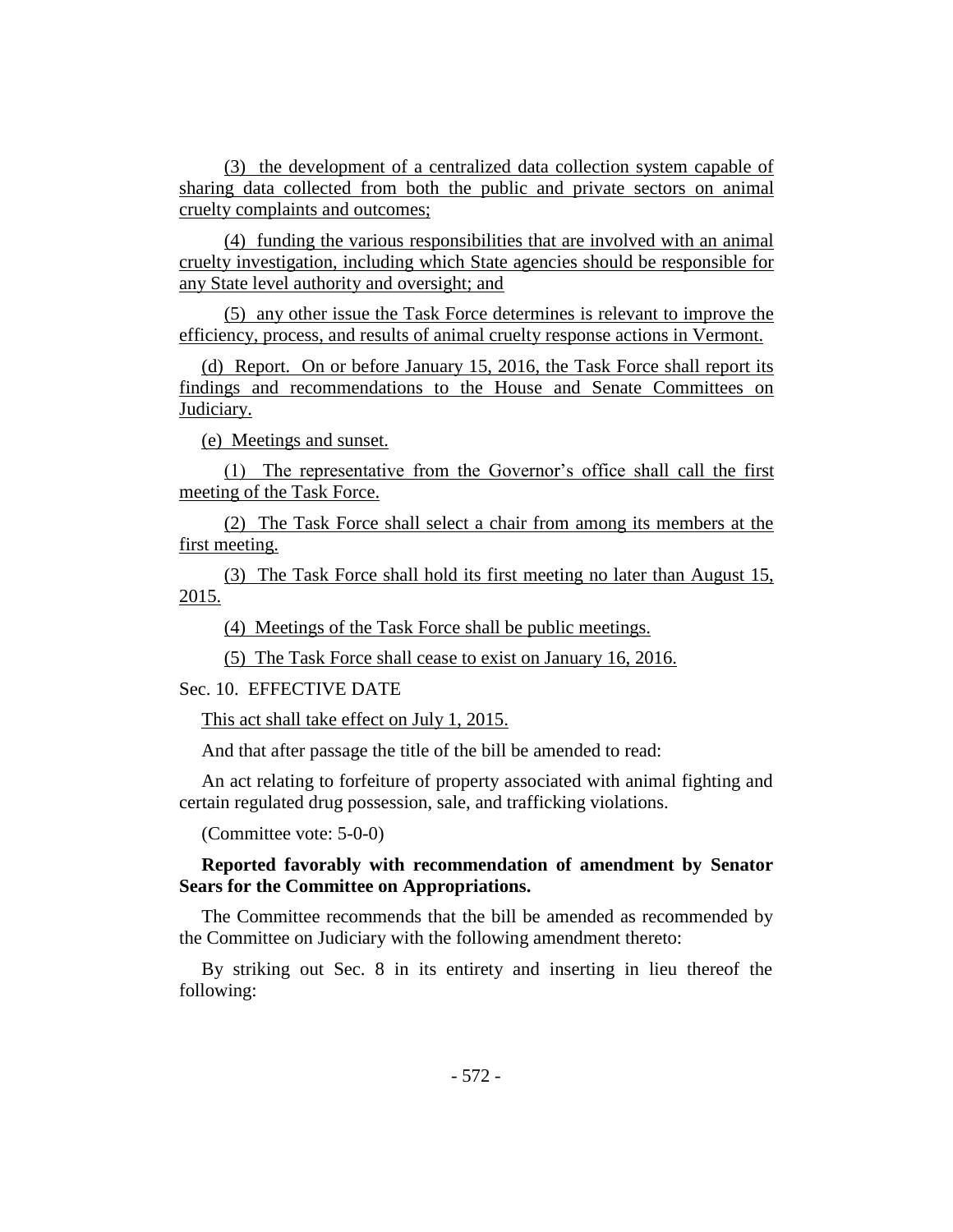(3) the development of a centralized data collection system capable of sharing data collected from both the public and private sectors on animal cruelty complaints and outcomes;

(4) funding the various responsibilities that are involved with an animal cruelty investigation, including which State agencies should be responsible for any State level authority and oversight; and

(5) any other issue the Task Force determines is relevant to improve the efficiency, process, and results of animal cruelty response actions in Vermont.

(d) Report. On or before January 15, 2016, the Task Force shall report its findings and recommendations to the House and Senate Committees on Judiciary.

(e) Meetings and sunset.

(1) The representative from the Governor's office shall call the first meeting of the Task Force.

(2) The Task Force shall select a chair from among its members at the first meeting.

(3) The Task Force shall hold its first meeting no later than August 15, 2015.

(4) Meetings of the Task Force shall be public meetings.

(5) The Task Force shall cease to exist on January 16, 2016.

Sec. 10. EFFECTIVE DATE

This act shall take effect on July 1, 2015.

And that after passage the title of the bill be amended to read:

An act relating to forfeiture of property associated with animal fighting and certain regulated drug possession, sale, and trafficking violations.

(Committee vote: 5-0-0)

**Reported favorably with recommendation of amendment by Senator Sears for the Committee on Appropriations.**

The Committee recommends that the bill be amended as recommended by the Committee on Judiciary with the following amendment thereto:

By striking out Sec. 8 in its entirety and inserting in lieu thereof the following: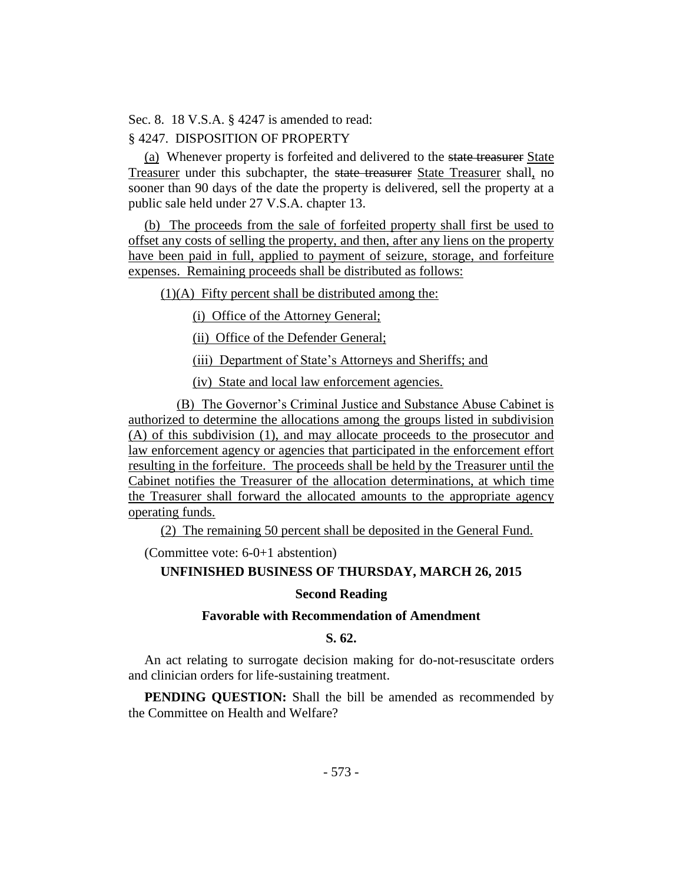Sec. 8. 18 V.S.A. § 4247 is amended to read:

§ 4247. DISPOSITION OF PROPERTY

(a) Whenever property is forfeited and delivered to the ~~state treasurer~~ State Treasurer under this subchapter, the ~~state treasurer~~ State Treasurer shall, no sooner than 90 days of the date the property is delivered, sell the property at a public sale held under 27 V.S.A. chapter 13.

(b) The proceeds from the sale of forfeited property shall first be used to offset any costs of selling the property, and then, after any liens on the property have been paid in full, applied to payment of seizure, storage, and forfeiture expenses. Remaining proceeds shall be distributed as follows:

(1)(A) Fifty percent shall be distributed among the:

(i) Office of the Attorney General;

(ii) Office of the Defender General;

(iii) Department of State's Attorneys and Sheriffs; and

(iv) State and local law enforcement agencies.

(B) The Governor's Criminal Justice and Substance Abuse Cabinet is authorized to determine the allocations among the groups listed in subdivision (A) of this subdivision (1), and may allocate proceeds to the prosecutor and law enforcement agency or agencies that participated in the enforcement effort resulting in the forfeiture. The proceeds shall be held by the Treasurer until the Cabinet notifies the Treasurer of the allocation determinations, at which time the Treasurer shall forward the allocated amounts to the appropriate agency operating funds.

(2) The remaining 50 percent shall be deposited in the General Fund.

(Committee vote: 6-0+1 abstention)

**UNFINISHED BUSINESS OF THURSDAY, MARCH 26, 2015**

**Second Reading**

**Favorable with Recommendation of Amendment**

**S. 62.**

An act relating to surrogate decision making for do-not-resuscitate orders and clinician orders for life-sustaining treatment.

**PENDING QUESTION:** Shall the bill be amended as recommended by the Committee on Health and Welfare?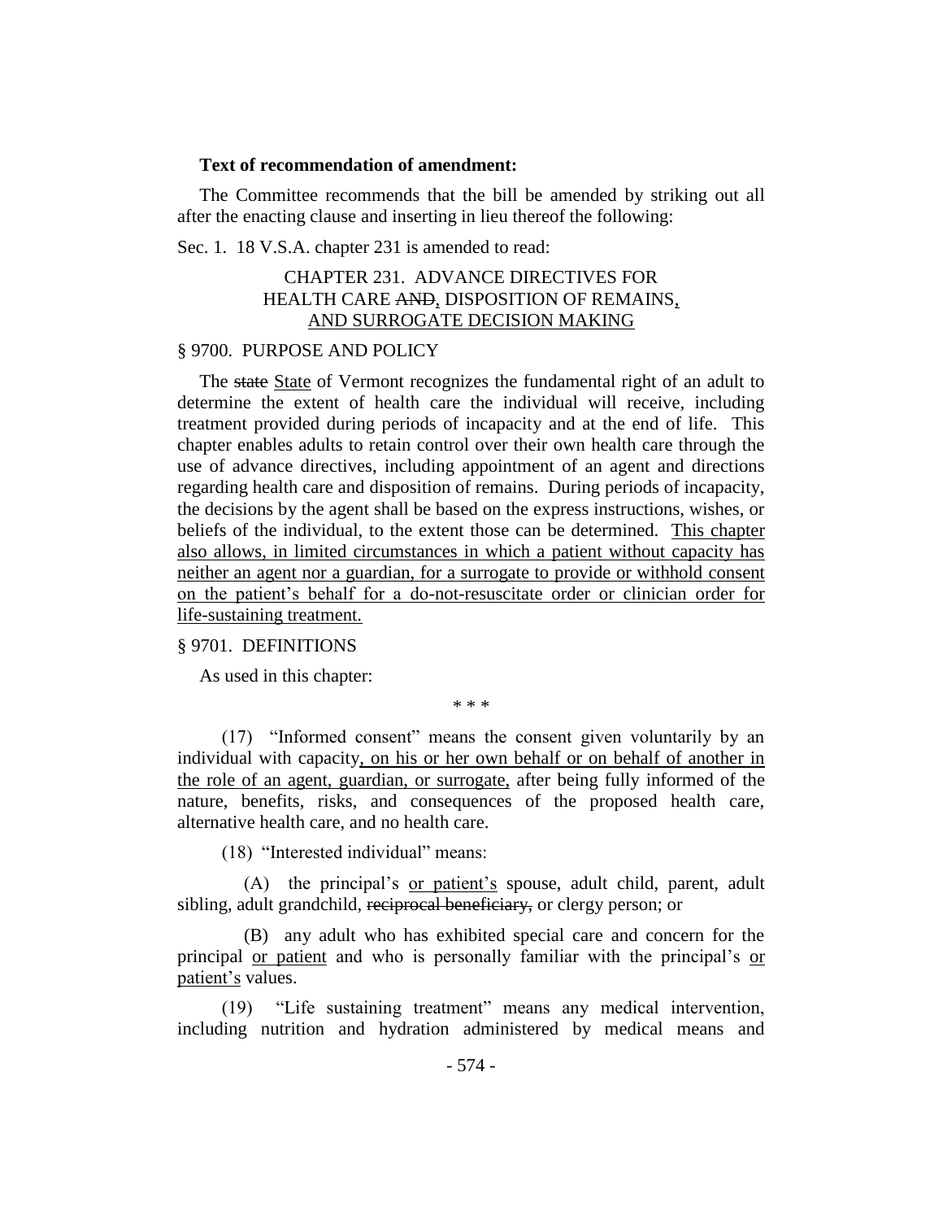**Text of recommendation of amendment:**

The Committee recommends that the bill be amended by striking out all after the enacting clause and inserting in lieu thereof the following:

Sec. 1. 18 V.S.A. chapter 231 is amended to read:

CHAPTER 231. ADVANCE DIRECTIVES FOR HEALTH CARE ~~AND~~, DISPOSITION OF REMAINS, AND SURROGATE DECISION MAKING

§ 9700. PURPOSE AND POLICY

The ~~state~~ State of Vermont recognizes the fundamental right of an adult to determine the extent of health care the individual will receive, including treatment provided during periods of incapacity and at the end of life. This chapter enables adults to retain control over their own health care through the use of advance directives, including appointment of an agent and directions regarding health care and disposition of remains. During periods of incapacity, the decisions by the agent shall be based on the express instructions, wishes, or beliefs of the individual, to the extent those can be determined. This chapter also allows, in limited circumstances in which a patient without capacity has neither an agent nor a guardian, for a surrogate to provide or withhold consent on the patient's behalf for a do-not-resuscitate order or clinician order for life-sustaining treatment.

§ 9701. DEFINITIONS

As used in this chapter:

\* \* \*

(17) "Informed consent" means the consent given voluntarily by an individual with capacity, on his or her own behalf or on behalf of another in the role of an agent, guardian, or surrogate, after being fully informed of the nature, benefits, risks, and consequences of the proposed health care, alternative health care, and no health care.

(18) "Interested individual" means:

(A) the principal's or patient's spouse, adult child, parent, adult sibling, adult grandchild, ~~reciprocal beneficiary,~~ or clergy person; or

(B) any adult who has exhibited special care and concern for the principal or patient and who is personally familiar with the principal's or patient's values.

(19) "Life sustaining treatment" means any medical intervention, including nutrition and hydration administered by medical means and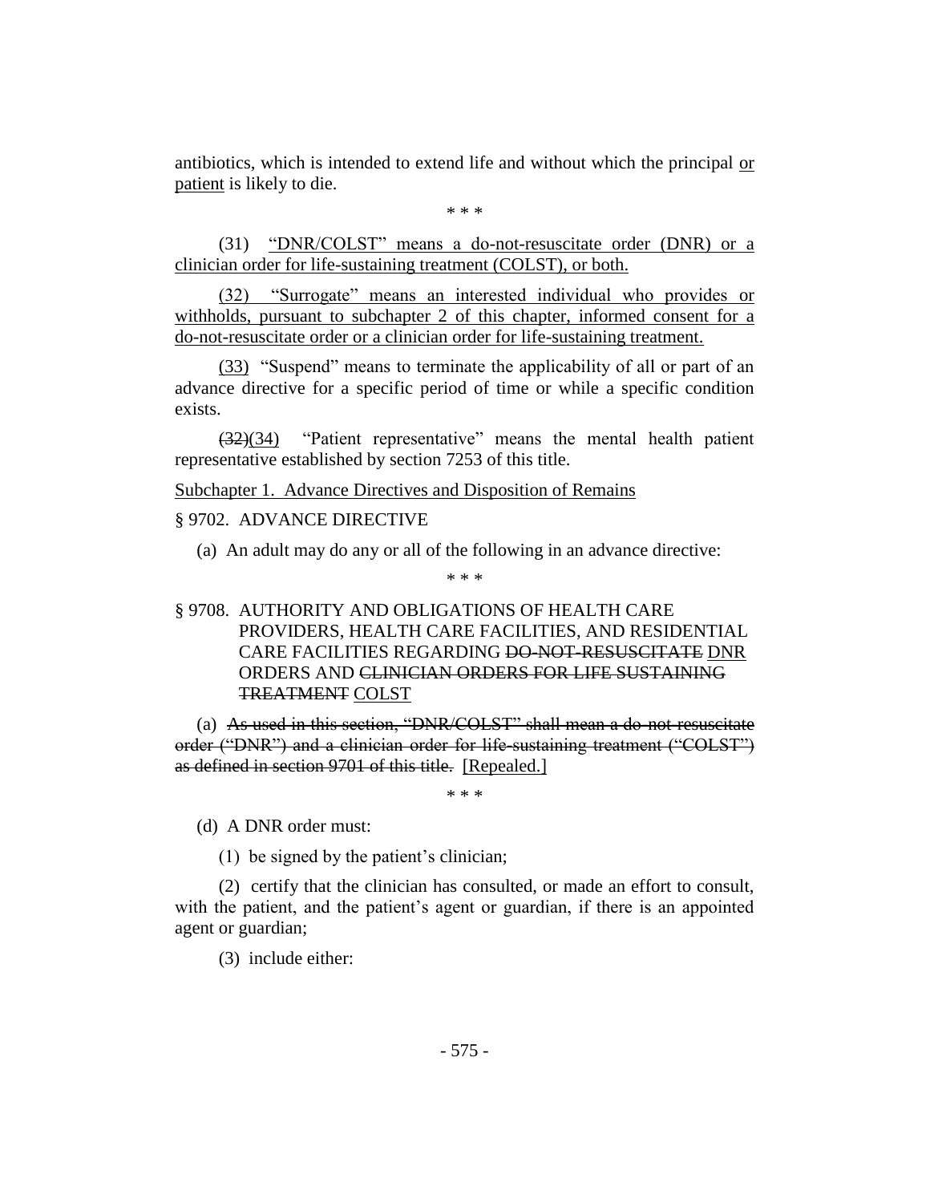antibiotics, which is intended to extend life and without which the principal or patient is likely to die.

\* \* \*

(31) "DNR/COLST" means a do-not-resuscitate order (DNR) or a clinician order for life-sustaining treatment (COLST), or both.

(32) "Surrogate" means an interested individual who provides or withholds, pursuant to subchapter 2 of this chapter, informed consent for a do-not-resuscitate order or a clinician order for life-sustaining treatment.

(33) "Suspend" means to terminate the applicability of all or part of an advance directive for a specific period of time or while a specific condition exists.

~~(32)~~(34) "Patient representative" means the mental health patient representative established by section 7253 of this title.

Subchapter 1. Advance Directives and Disposition of Remains

§ 9702. ADVANCE DIRECTIVE

(a) An adult may do any or all of the following in an advance directive:

\* \* \*

§ 9708. AUTHORITY AND OBLIGATIONS OF HEALTH CARE PROVIDERS, HEALTH CARE FACILITIES, AND RESIDENTIAL CARE FACILITIES REGARDING ~~DO-NOT-RESUSCITATE~~ DNR ORDERS AND ~~CLINICIAN ORDERS FOR LIFE SUSTAINING TREATMENT~~ COLST

(a) ~~As used in this section, "DNR/COLST" shall mean a do-not-resuscitate order ("DNR") and a clinician order for life-sustaining treatment ("COLST") as defined in section 9701 of this title.~~ [Repealed.]

\* \* \*

(d) A DNR order must:

(1) be signed by the patient's clinician;

(2) certify that the clinician has consulted, or made an effort to consult, with the patient, and the patient's agent or guardian, if there is an appointed agent or guardian;

(3) include either: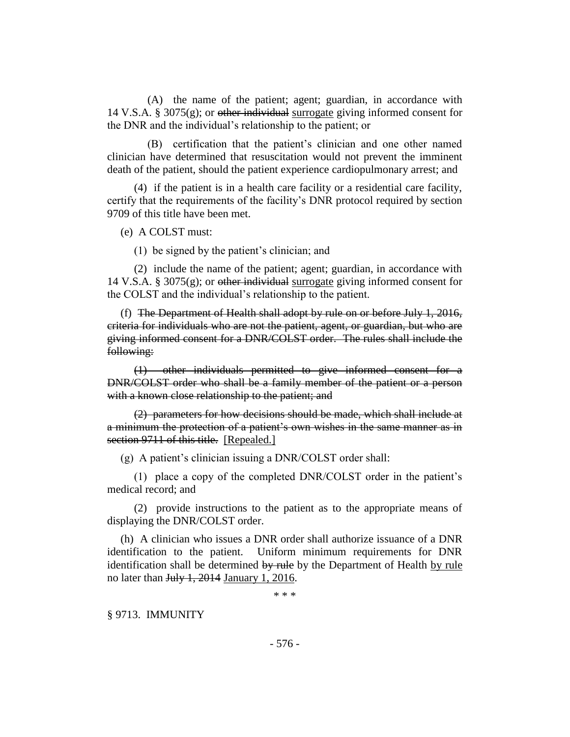(A) the name of the patient; agent; guardian, in accordance with 14 V.S.A. § 3075(g); or ~~other individual~~ surrogate giving informed consent for the DNR and the individual's relationship to the patient; or

(B) certification that the patient's clinician and one other named clinician have determined that resuscitation would not prevent the imminent death of the patient, should the patient experience cardiopulmonary arrest; and

(4) if the patient is in a health care facility or a residential care facility, certify that the requirements of the facility's DNR protocol required by section 9709 of this title have been met.

(e) A COLST must:

(1) be signed by the patient's clinician; and

(2) include the name of the patient; agent; guardian, in accordance with 14 V.S.A. § 3075(g); or ~~other individual~~ surrogate giving informed consent for the COLST and the individual's relationship to the patient.

(f) ~~The Department of Health shall adopt by rule on or before July 1, 2016, criteria for individuals who are not the patient, agent, or guardian, but who are giving informed consent for a DNR/COLST order. The rules shall include the following:~~

~~(1) other individuals permitted to give informed consent for a DNR/COLST order who shall be a family member of the patient or a person with a known close relationship to the patient; and~~

~~(2) parameters for how decisions should be made, which shall include at a minimum the protection of a patient's own wishes in the same manner as in section 9711 of this title.~~ [Repealed.]

(g) A patient's clinician issuing a DNR/COLST order shall:

(1) place a copy of the completed DNR/COLST order in the patient's medical record; and

(2) provide instructions to the patient as to the appropriate means of displaying the DNR/COLST order.

(h) A clinician who issues a DNR order shall authorize issuance of a DNR identification to the patient. Uniform minimum requirements for DNR identification shall be determined ~~by rule~~ by the Department of Health by rule no later than ~~July 1, 2014~~ January 1, 2016.

\* \* \*

§ 9713. IMMUNITY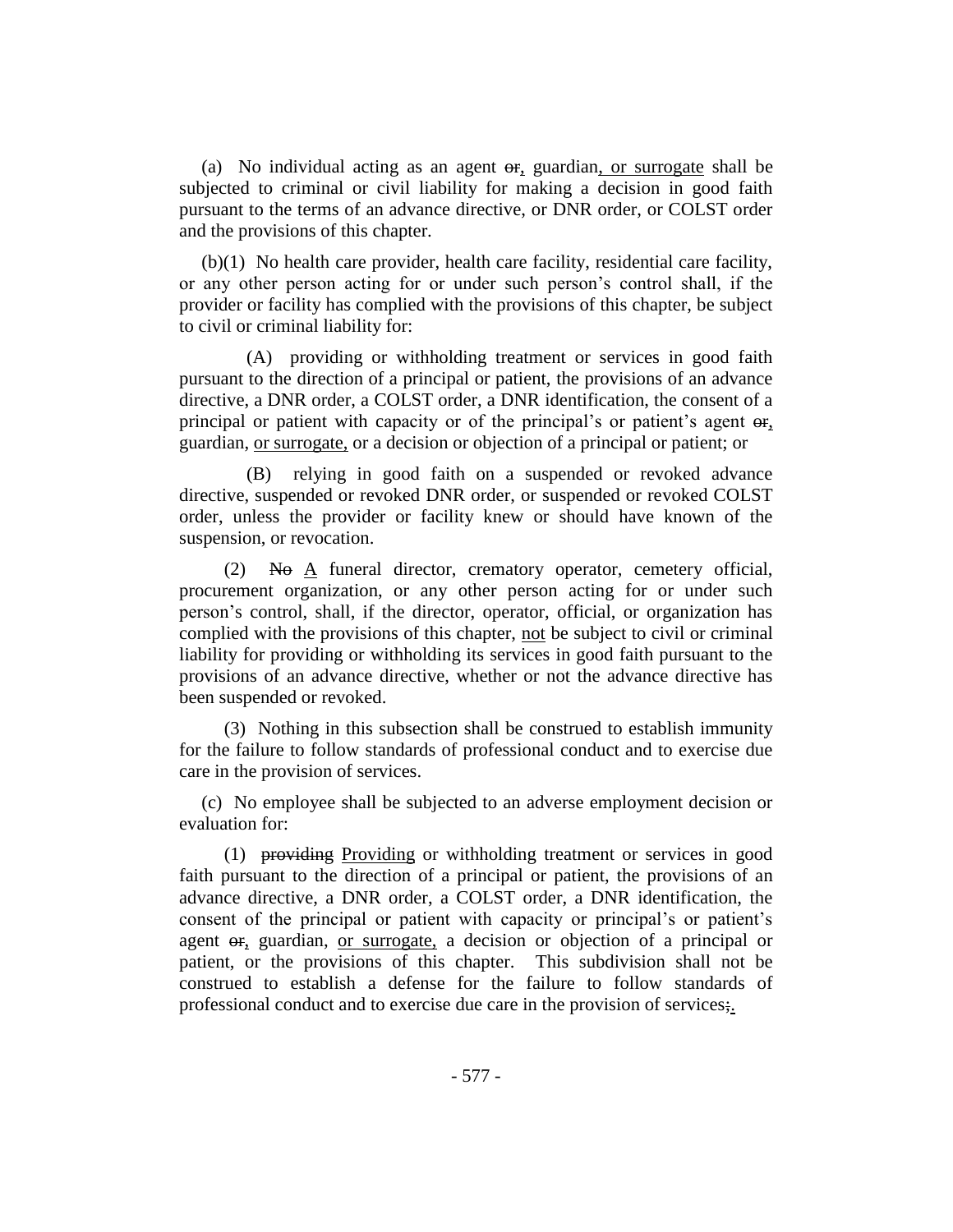(a) No individual acting as an agent ~~or~~, guardian, or surrogate shall be subjected to criminal or civil liability for making a decision in good faith pursuant to the terms of an advance directive, or DNR order, or COLST order and the provisions of this chapter.

(b)(1) No health care provider, health care facility, residential care facility, or any other person acting for or under such person's control shall, if the provider or facility has complied with the provisions of this chapter, be subject to civil or criminal liability for:

(A) providing or withholding treatment or services in good faith pursuant to the direction of a principal or patient, the provisions of an advance directive, a DNR order, a COLST order, a DNR identification, the consent of a principal or patient with capacity or of the principal's or patient's agent ~~or~~, guardian, or surrogate, or a decision or objection of a principal or patient; or

(B) relying in good faith on a suspended or revoked advance directive, suspended or revoked DNR order, or suspended or revoked COLST order, unless the provider or facility knew or should have known of the suspension, or revocation.

(2) ~~No~~ A funeral director, crematory operator, cemetery official, procurement organization, or any other person acting for or under such person's control, shall, if the director, operator, official, or organization has complied with the provisions of this chapter, not be subject to civil or criminal liability for providing or withholding its services in good faith pursuant to the provisions of an advance directive, whether or not the advance directive has been suspended or revoked.

(3) Nothing in this subsection shall be construed to establish immunity for the failure to follow standards of professional conduct and to exercise due care in the provision of services.

(c) No employee shall be subjected to an adverse employment decision or evaluation for:

(1) ~~providing~~ Providing or withholding treatment or services in good faith pursuant to the direction of a principal or patient, the provisions of an advance directive, a DNR order, a COLST order, a DNR identification, the consent of the principal or patient with capacity or principal's or patient's agent ~~or~~, guardian, or surrogate, a decision or objection of a principal or patient, or the provisions of this chapter. This subdivision shall not be construed to establish a defense for the failure to follow standards of professional conduct and to exercise due care in the provision of services~~;~~.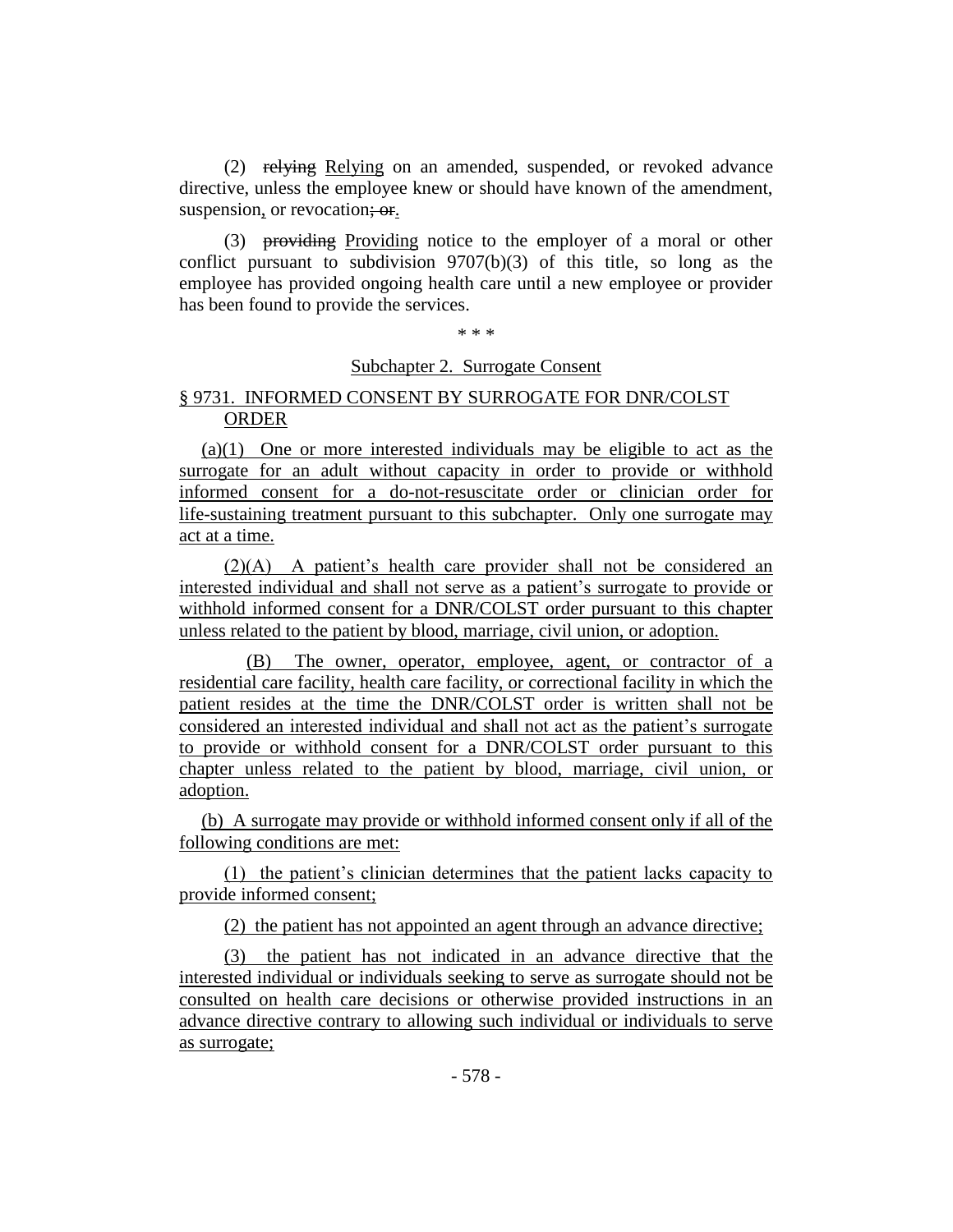(2) ~~relying~~ Relying on an amended, suspended, or revoked advance directive, unless the employee knew or should have known of the amendment, suspension, or revocation~~; or~~.

(3) ~~providing~~ Providing notice to the employer of a moral or other conflict pursuant to subdivision 9707(b)(3) of this title, so long as the employee has provided ongoing health care until a new employee or provider has been found to provide the services.

\* \* \*

Subchapter 2. Surrogate Consent

§ 9731. INFORMED CONSENT BY SURROGATE FOR DNR/COLST ORDER

(a)(1) One or more interested individuals may be eligible to act as the surrogate for an adult without capacity in order to provide or withhold informed consent for a do-not-resuscitate order or clinician order for life-sustaining treatment pursuant to this subchapter. Only one surrogate may act at a time.

(2)(A) A patient's health care provider shall not be considered an interested individual and shall not serve as a patient's surrogate to provide or withhold informed consent for a DNR/COLST order pursuant to this chapter unless related to the patient by blood, marriage, civil union, or adoption.

(B) The owner, operator, employee, agent, or contractor of a residential care facility, health care facility, or correctional facility in which the patient resides at the time the DNR/COLST order is written shall not be considered an interested individual and shall not act as the patient's surrogate to provide or withhold consent for a DNR/COLST order pursuant to this chapter unless related to the patient by blood, marriage, civil union, or adoption.

(b) A surrogate may provide or withhold informed consent only if all of the following conditions are met:

(1) the patient's clinician determines that the patient lacks capacity to provide informed consent;

(2) the patient has not appointed an agent through an advance directive;

(3) the patient has not indicated in an advance directive that the interested individual or individuals seeking to serve as surrogate should not be consulted on health care decisions or otherwise provided instructions in an advance directive contrary to allowing such individual or individuals to serve as surrogate;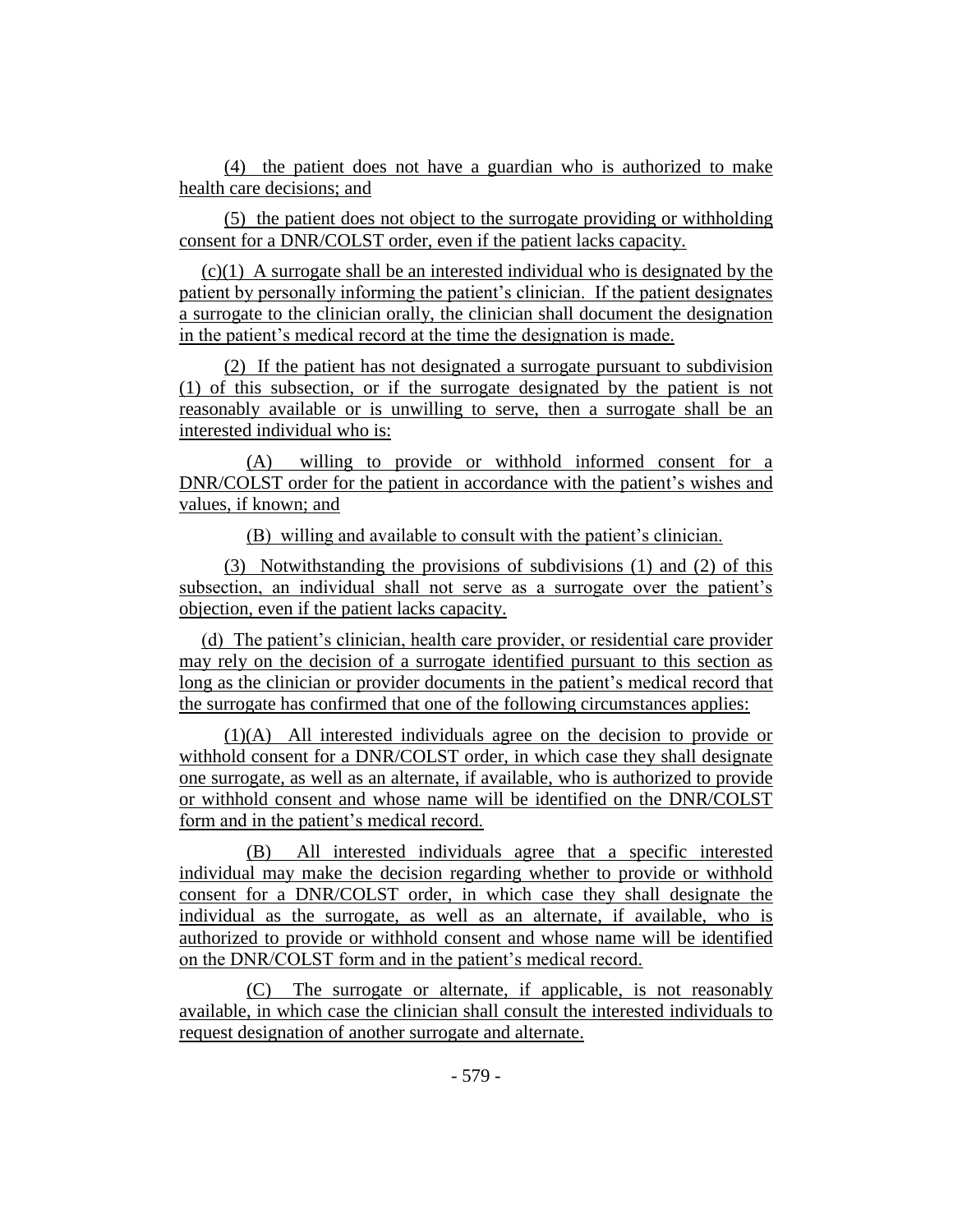(4) the patient does not have a guardian who is authorized to make health care decisions; and

(5) the patient does not object to the surrogate providing or withholding consent for a DNR/COLST order, even if the patient lacks capacity.

(c)(1) A surrogate shall be an interested individual who is designated by the patient by personally informing the patient's clinician. If the patient designates a surrogate to the clinician orally, the clinician shall document the designation in the patient's medical record at the time the designation is made.

(2) If the patient has not designated a surrogate pursuant to subdivision (1) of this subsection, or if the surrogate designated by the patient is not reasonably available or is unwilling to serve, then a surrogate shall be an interested individual who is:

(A) willing to provide or withhold informed consent for a DNR/COLST order for the patient in accordance with the patient's wishes and values, if known; and

(B) willing and available to consult with the patient's clinician.

(3) Notwithstanding the provisions of subdivisions (1) and (2) of this subsection, an individual shall not serve as a surrogate over the patient's objection, even if the patient lacks capacity.

(d) The patient's clinician, health care provider, or residential care provider may rely on the decision of a surrogate identified pursuant to this section as long as the clinician or provider documents in the patient's medical record that the surrogate has confirmed that one of the following circumstances applies:

(1)(A) All interested individuals agree on the decision to provide or withhold consent for a DNR/COLST order, in which case they shall designate one surrogate, as well as an alternate, if available, who is authorized to provide or withhold consent and whose name will be identified on the DNR/COLST form and in the patient's medical record.

(B) All interested individuals agree that a specific interested individual may make the decision regarding whether to provide or withhold consent for a DNR/COLST order, in which case they shall designate the individual as the surrogate, as well as an alternate, if available, who is authorized to provide or withhold consent and whose name will be identified on the DNR/COLST form and in the patient's medical record.

(C) The surrogate or alternate, if applicable, is not reasonably available, in which case the clinician shall consult the interested individuals to request designation of another surrogate and alternate.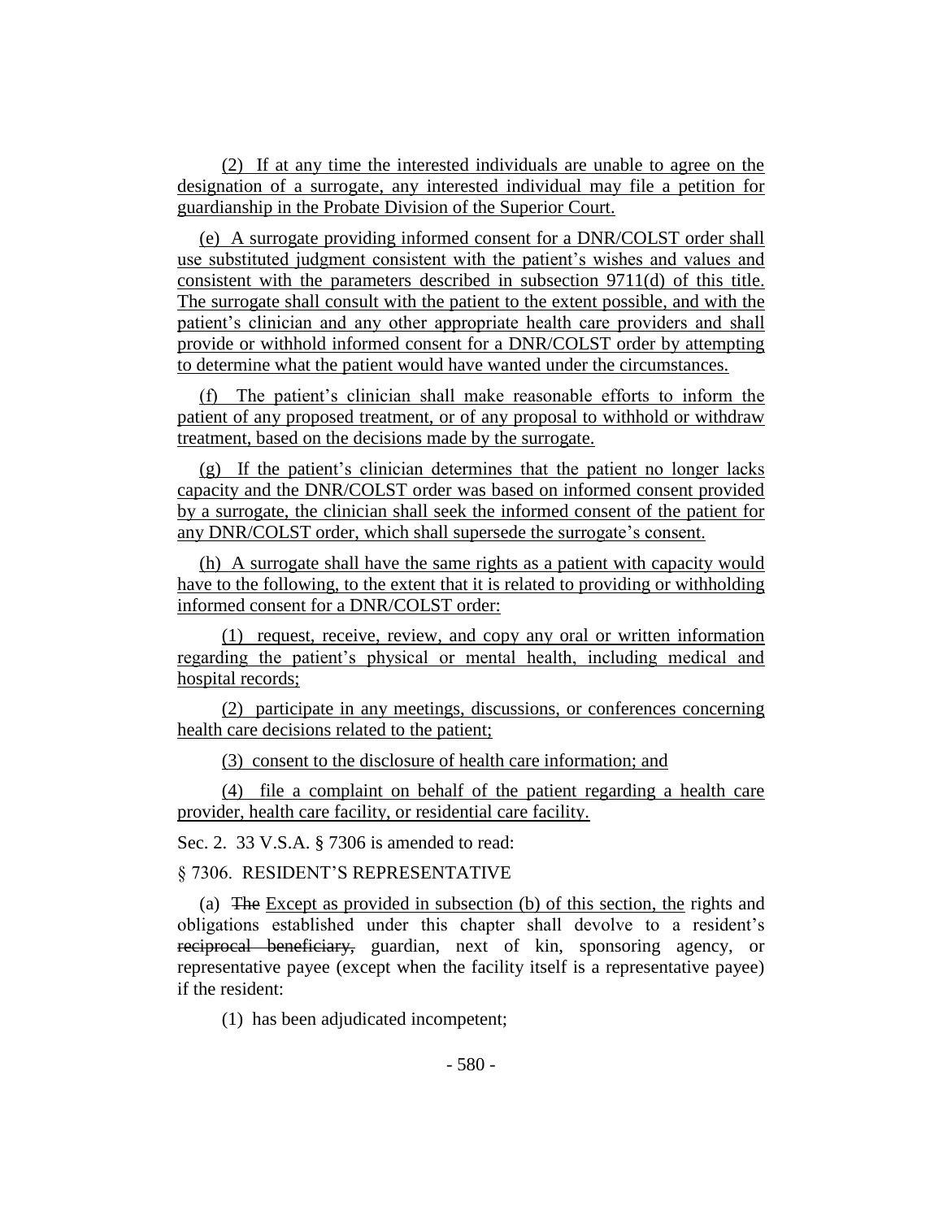(2) If at any time the interested individuals are unable to agree on the designation of a surrogate, any interested individual may file a petition for guardianship in the Probate Division of the Superior Court.

(e) A surrogate providing informed consent for a DNR/COLST order shall use substituted judgment consistent with the patient's wishes and values and consistent with the parameters described in subsection 9711(d) of this title. The surrogate shall consult with the patient to the extent possible, and with the patient's clinician and any other appropriate health care providers and shall provide or withhold informed consent for a DNR/COLST order by attempting to determine what the patient would have wanted under the circumstances.

(f) The patient's clinician shall make reasonable efforts to inform the patient of any proposed treatment, or of any proposal to withhold or withdraw treatment, based on the decisions made by the surrogate.

(g) If the patient's clinician determines that the patient no longer lacks capacity and the DNR/COLST order was based on informed consent provided by a surrogate, the clinician shall seek the informed consent of the patient for any DNR/COLST order, which shall supersede the surrogate's consent.

(h) A surrogate shall have the same rights as a patient with capacity would have to the following, to the extent that it is related to providing or withholding informed consent for a DNR/COLST order:

(1) request, receive, review, and copy any oral or written information regarding the patient's physical or mental health, including medical and hospital records;

(2) participate in any meetings, discussions, or conferences concerning health care decisions related to the patient;

(3) consent to the disclosure of health care information; and

(4) file a complaint on behalf of the patient regarding a health care provider, health care facility, or residential care facility.

Sec. 2. 33 V.S.A. § 7306 is amended to read:

§ 7306. RESIDENT'S REPRESENTATIVE

(a) ~~The~~ Except as provided in subsection (b) of this section, the rights and obligations established under this chapter shall devolve to a resident's ~~reciprocal beneficiary,~~ guardian, next of kin, sponsoring agency, or representative payee (except when the facility itself is a representative payee) if the resident:

(1) has been adjudicated incompetent;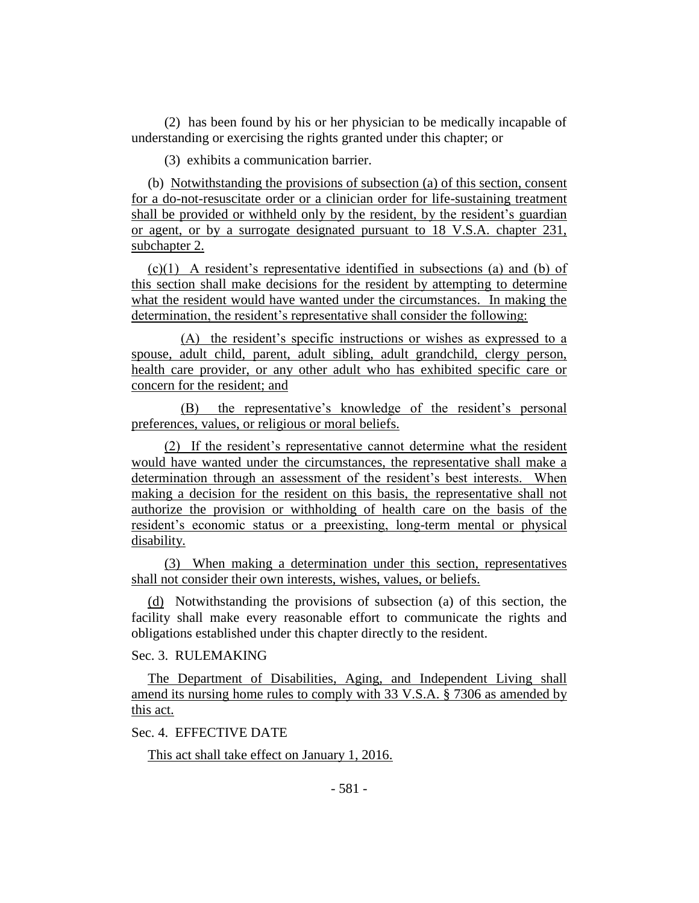(2) has been found by his or her physician to be medically incapable of understanding or exercising the rights granted under this chapter; or

(3) exhibits a communication barrier.

(b) Notwithstanding the provisions of subsection (a) of this section, consent for a do-not-resuscitate order or a clinician order for life-sustaining treatment shall be provided or withheld only by the resident, by the resident's guardian or agent, or by a surrogate designated pursuant to 18 V.S.A. chapter 231, subchapter 2.

(c)(1) A resident's representative identified in subsections (a) and (b) of this section shall make decisions for the resident by attempting to determine what the resident would have wanted under the circumstances. In making the determination, the resident's representative shall consider the following:

(A) the resident's specific instructions or wishes as expressed to a spouse, adult child, parent, adult sibling, adult grandchild, clergy person, health care provider, or any other adult who has exhibited specific care or concern for the resident; and

(B) the representative's knowledge of the resident's personal preferences, values, or religious or moral beliefs.

(2) If the resident's representative cannot determine what the resident would have wanted under the circumstances, the representative shall make a determination through an assessment of the resident's best interests. When making a decision for the resident on this basis, the representative shall not authorize the provision or withholding of health care on the basis of the resident's economic status or a preexisting, long-term mental or physical disability.

(3) When making a determination under this section, representatives shall not consider their own interests, wishes, values, or beliefs.

(d) Notwithstanding the provisions of subsection (a) of this section, the facility shall make every reasonable effort to communicate the rights and obligations established under this chapter directly to the resident.

Sec. 3. RULEMAKING

The Department of Disabilities, Aging, and Independent Living shall amend its nursing home rules to comply with 33 V.S.A. § 7306 as amended by this act.

Sec. 4. EFFECTIVE DATE

This act shall take effect on January 1, 2016.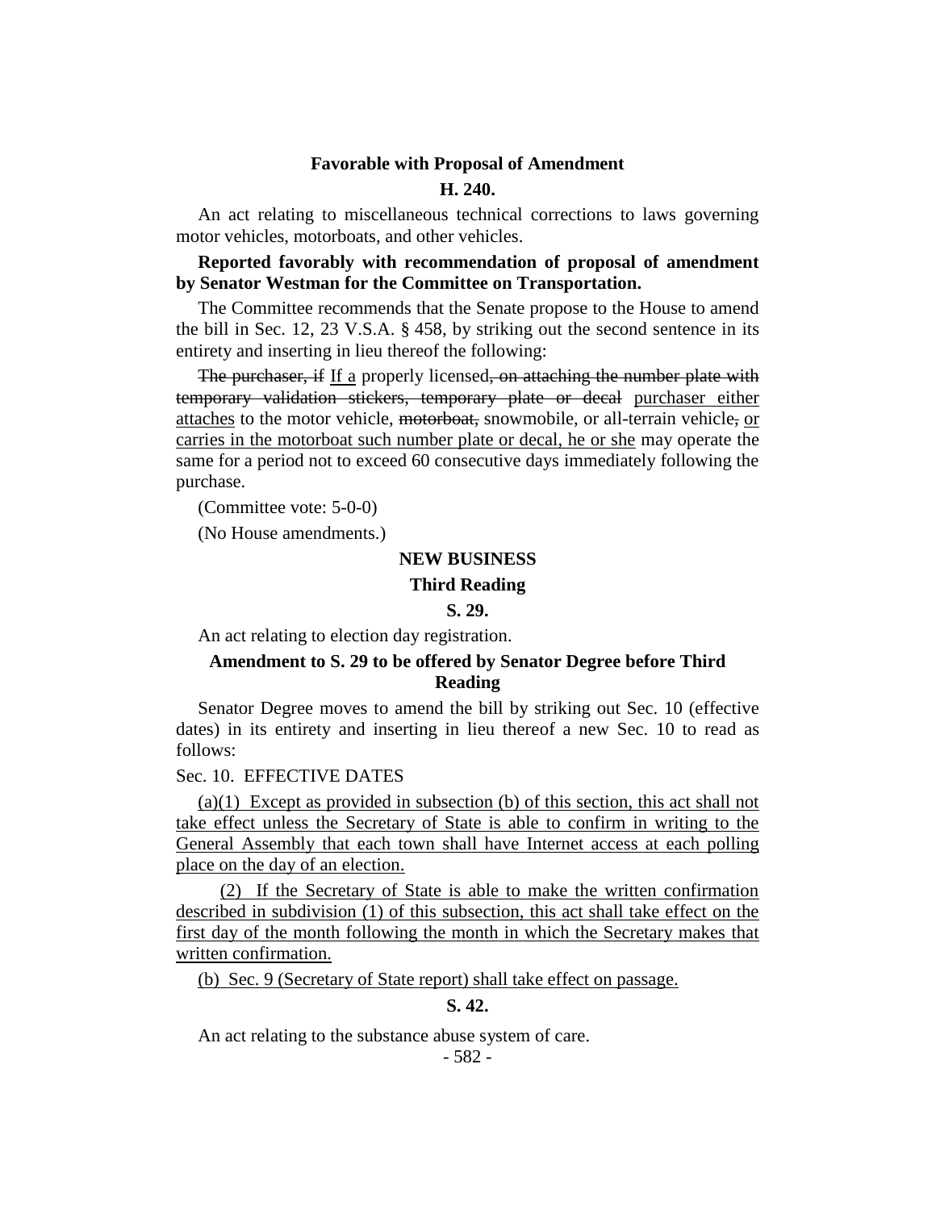**Favorable with Proposal of Amendment**

**H. 240.**

An act relating to miscellaneous technical corrections to laws governing motor vehicles, motorboats, and other vehicles.

**Reported favorably with recommendation of proposal of amendment by Senator Westman for the Committee on Transportation.**

The Committee recommends that the Senate propose to the House to amend the bill in Sec. 12, 23 V.S.A. § 458, by striking out the second sentence in its entirety and inserting in lieu thereof the following:

~~The purchaser, if~~ <u>If a</u> properly licensed~~, on attaching the number plate with temporary validation stickers, temporary plate or decal~~ <u>purchaser either attaches</u> to the motor vehicle, ~~motorboat,~~ snowmobile, or all-terrain vehicle~~,~~ <u>or carries in the motorboat such number plate or decal, he or she</u> may operate the same for a period not to exceed 60 consecutive days immediately following the purchase.

(Committee vote: 5-0-0)

(No House amendments.)

**NEW BUSINESS**

**Third Reading**

**S. 29.**

An act relating to election day registration.

**Amendment to S. 29 to be offered by Senator Degree before Third Reading**

Senator Degree moves to amend the bill by striking out Sec. 10 (effective dates) in its entirety and inserting in lieu thereof a new Sec. 10 to read as follows:

Sec. 10. EFFECTIVE DATES

<u>(a)(1) Except as provided in subsection (b) of this section, this act shall not take effect unless the Secretary of State is able to confirm in writing to the General Assembly that each town shall have Internet access at each polling place on the day of an election.</u>

<u>(2) If the Secretary of State is able to make the written confirmation described in subdivision (1) of this subsection, this act shall take effect on the first day of the month following the month in which the Secretary makes that written confirmation.</u>

<u>(b) Sec. 9 (Secretary of State report) shall take effect on passage.</u>

**S. 42.**

An act relating to the substance abuse system of care.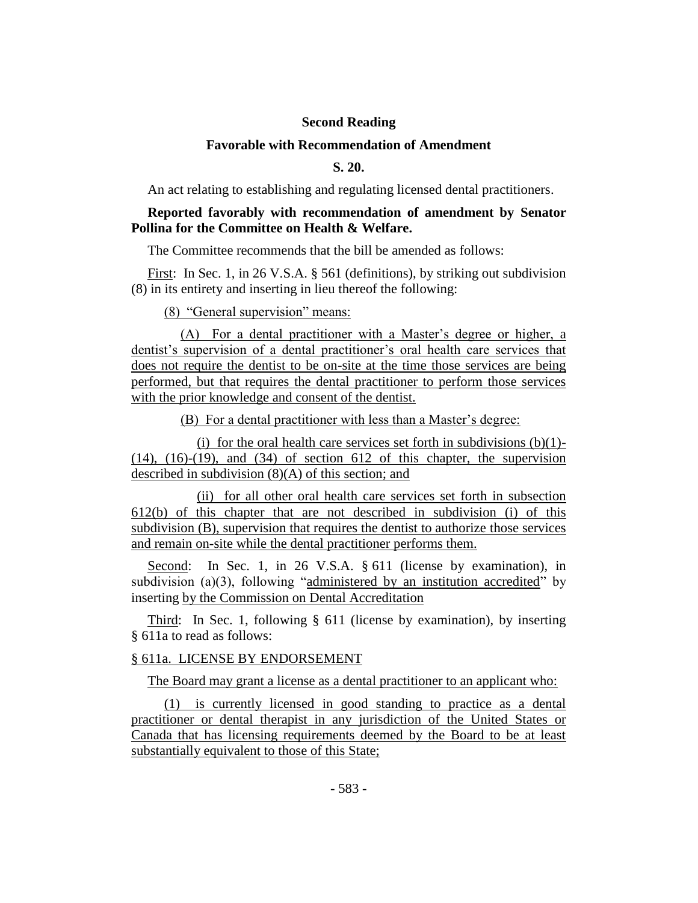**Second Reading**

**Favorable with Recommendation of Amendment**

**S. 20.**

An act relating to establishing and regulating licensed dental practitioners.

**Reported favorably with recommendation of amendment by Senator Pollina for the Committee on Health & Welfare.**

The Committee recommends that the bill be amended as follows:

First: In Sec. 1, in 26 V.S.A. § 561 (definitions), by striking out subdivision (8) in its entirety and inserting in lieu thereof the following:

(8) "General supervision" means:

(A) For a dental practitioner with a Master's degree or higher, a dentist's supervision of a dental practitioner's oral health care services that does not require the dentist to be on-site at the time those services are being performed, but that requires the dental practitioner to perform those services with the prior knowledge and consent of the dentist.

(B) For a dental practitioner with less than a Master's degree:

(i) for the oral health care services set forth in subdivisions (b)(1)-(14), (16)-(19), and (34) of section 612 of this chapter, the supervision described in subdivision (8)(A) of this section; and

(ii) for all other oral health care services set forth in subsection 612(b) of this chapter that are not described in subdivision (i) of this subdivision (B), supervision that requires the dentist to authorize those services and remain on-site while the dental practitioner performs them.

Second: In Sec. 1, in 26 V.S.A. § 611 (license by examination), in subdivision (a)(3), following "administered by an institution accredited" by inserting by the Commission on Dental Accreditation

Third: In Sec. 1, following § 611 (license by examination), by inserting § 611a to read as follows:

§ 611a. LICENSE BY ENDORSEMENT

The Board may grant a license as a dental practitioner to an applicant who:

(1) is currently licensed in good standing to practice as a dental practitioner or dental therapist in any jurisdiction of the United States or Canada that has licensing requirements deemed by the Board to be at least substantially equivalent to those of this State;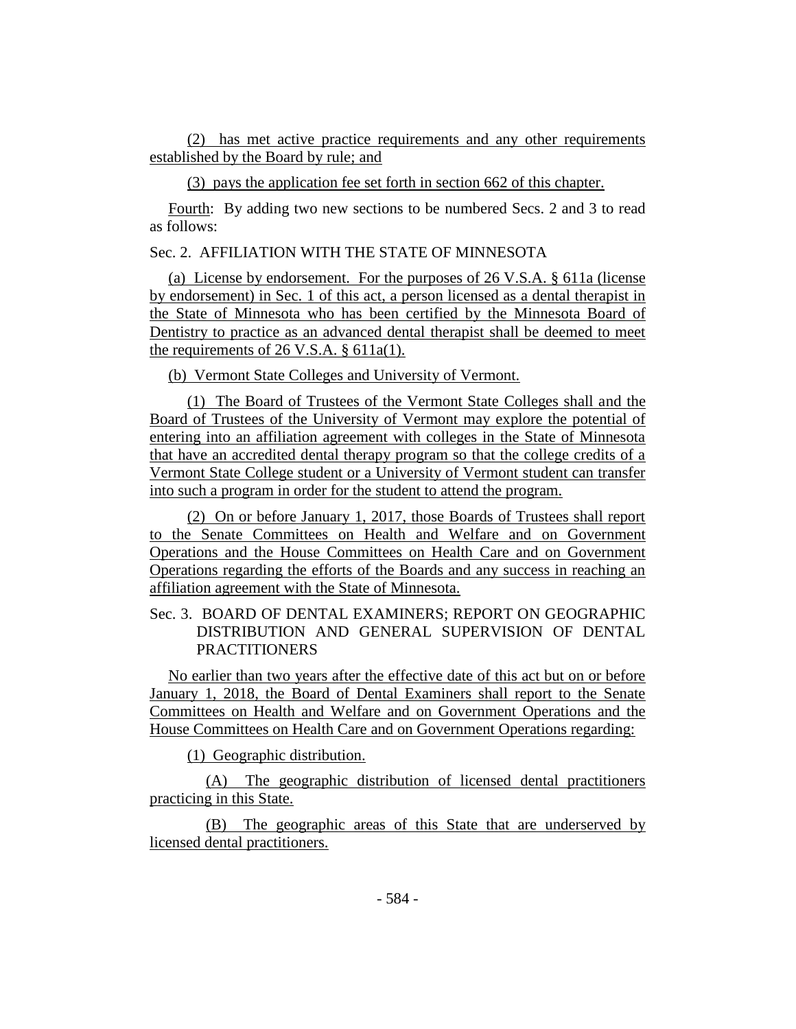(2) has met active practice requirements and any other requirements established by the Board by rule; and

(3) pays the application fee set forth in section 662 of this chapter.

Fourth: By adding two new sections to be numbered Secs. 2 and 3 to read as follows:

Sec. 2. AFFILIATION WITH THE STATE OF MINNESOTA

(a) License by endorsement. For the purposes of 26 V.S.A. § 611a (license by endorsement) in Sec. 1 of this act, a person licensed as a dental therapist in the State of Minnesota who has been certified by the Minnesota Board of Dentistry to practice as an advanced dental therapist shall be deemed to meet the requirements of 26 V.S.A. § 611a(1).

(b) Vermont State Colleges and University of Vermont.

(1) The Board of Trustees of the Vermont State Colleges shall and the Board of Trustees of the University of Vermont may explore the potential of entering into an affiliation agreement with colleges in the State of Minnesota that have an accredited dental therapy program so that the college credits of a Vermont State College student or a University of Vermont student can transfer into such a program in order for the student to attend the program.

(2) On or before January 1, 2017, those Boards of Trustees shall report to the Senate Committees on Health and Welfare and on Government Operations and the House Committees on Health Care and on Government Operations regarding the efforts of the Boards and any success in reaching an affiliation agreement with the State of Minnesota.

Sec. 3. BOARD OF DENTAL EXAMINERS; REPORT ON GEOGRAPHIC DISTRIBUTION AND GENERAL SUPERVISION OF DENTAL PRACTITIONERS

No earlier than two years after the effective date of this act but on or before January 1, 2018, the Board of Dental Examiners shall report to the Senate Committees on Health and Welfare and on Government Operations and the House Committees on Health Care and on Government Operations regarding:

(1) Geographic distribution.

(A) The geographic distribution of licensed dental practitioners practicing in this State.

(B) The geographic areas of this State that are underserved by licensed dental practitioners.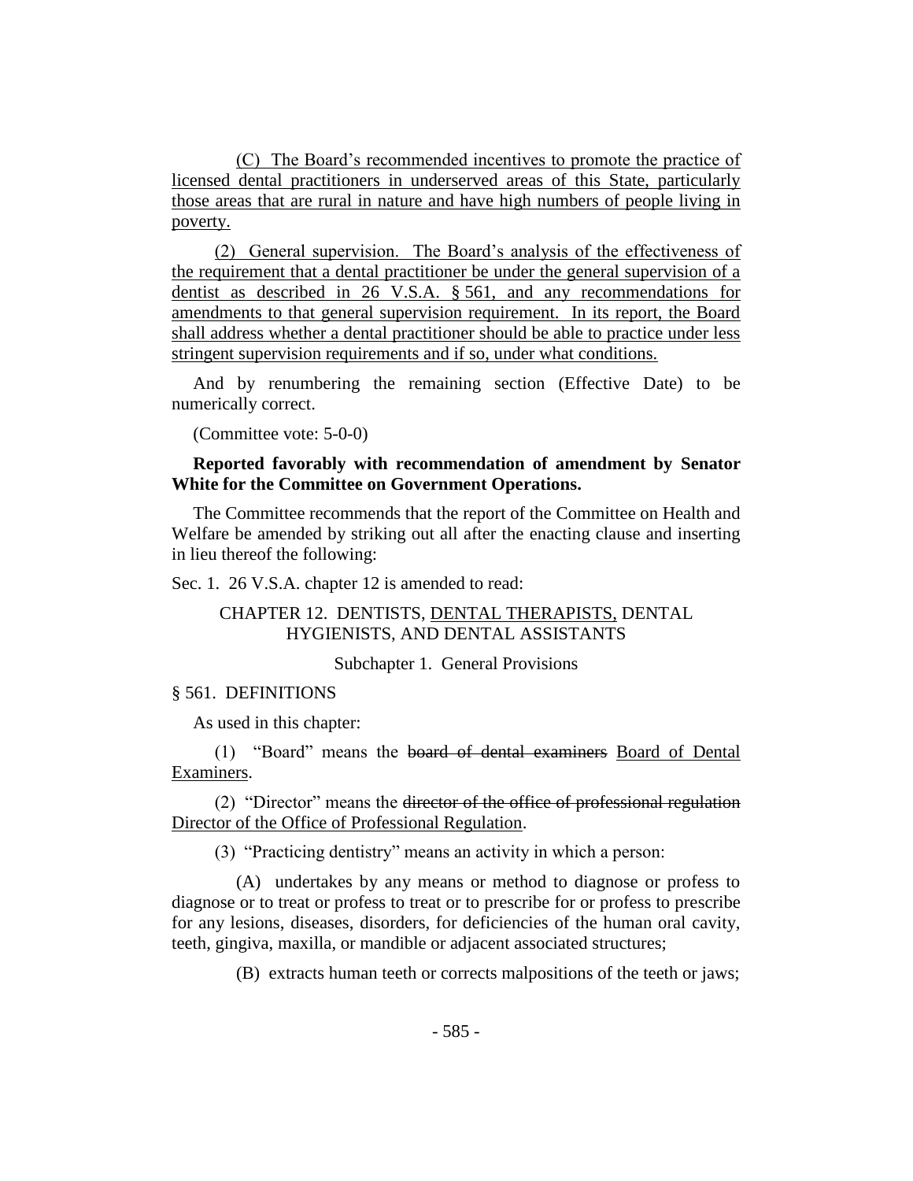(C) The Board's recommended incentives to promote the practice of licensed dental practitioners in underserved areas of this State, particularly those areas that are rural in nature and have high numbers of people living in poverty.

(2) General supervision. The Board's analysis of the effectiveness of the requirement that a dental practitioner be under the general supervision of a dentist as described in 26 V.S.A. § 561, and any recommendations for amendments to that general supervision requirement. In its report, the Board shall address whether a dental practitioner should be able to practice under less stringent supervision requirements and if so, under what conditions.

And by renumbering the remaining section (Effective Date) to be numerically correct.

(Committee vote: 5-0-0)

**Reported favorably with recommendation of amendment by Senator White for the Committee on Government Operations.**

The Committee recommends that the report of the Committee on Health and Welfare be amended by striking out all after the enacting clause and inserting in lieu thereof the following:

Sec. 1. 26 V.S.A. chapter 12 is amended to read:

CHAPTER 12. DENTISTS, DENTAL THERAPISTS, DENTAL HYGIENISTS, AND DENTAL ASSISTANTS

Subchapter 1. General Provisions

§ 561. DEFINITIONS

As used in this chapter:

(1) "Board" means the ~~board of dental examiners~~ Board of Dental Examiners.

(2) "Director" means the ~~director of the office of professional regulation~~ Director of the Office of Professional Regulation.

(3) "Practicing dentistry" means an activity in which a person:

(A) undertakes by any means or method to diagnose or profess to diagnose or to treat or profess to treat or to prescribe for or profess to prescribe for any lesions, diseases, disorders, for deficiencies of the human oral cavity, teeth, gingiva, maxilla, or mandible or adjacent associated structures;

(B) extracts human teeth or corrects malpositions of the teeth or jaws;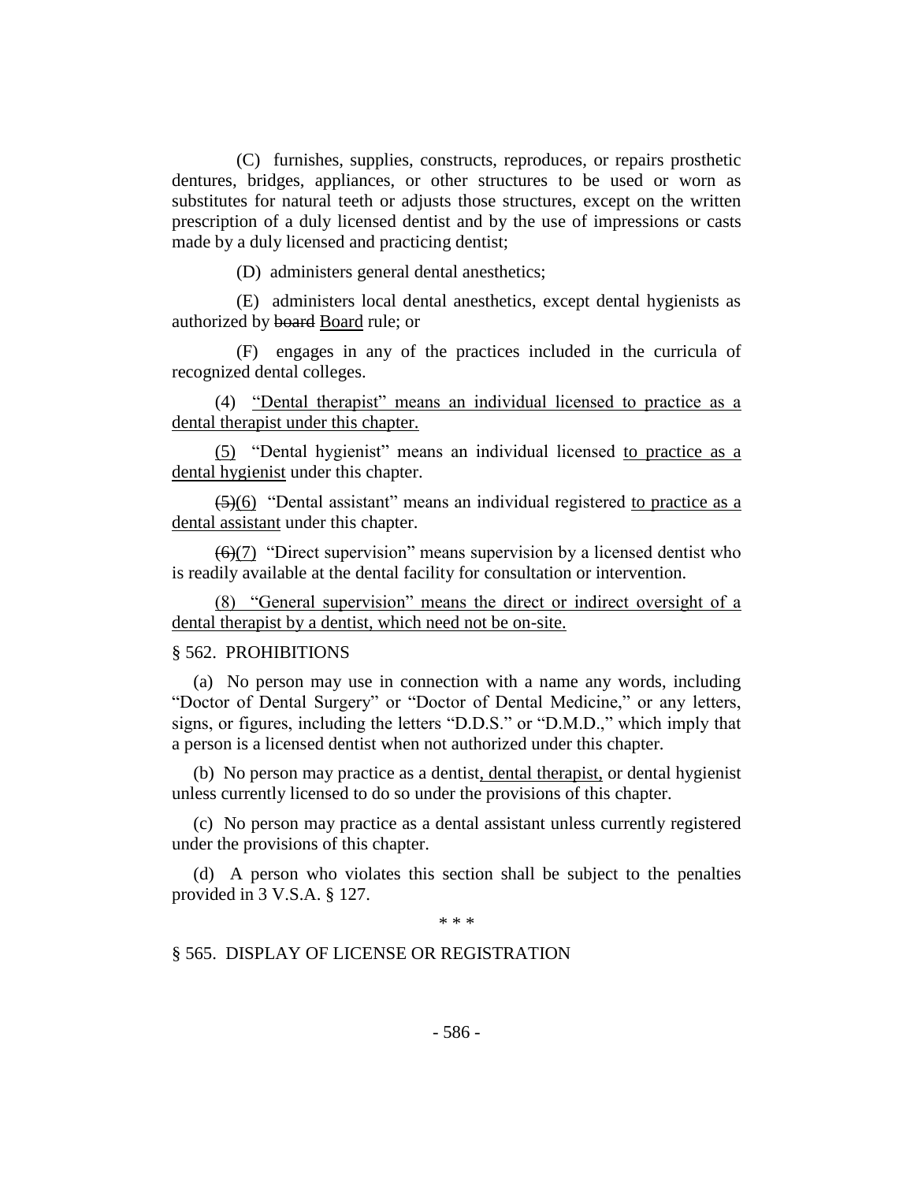(C) furnishes, supplies, constructs, reproduces, or repairs prosthetic dentures, bridges, appliances, or other structures to be used or worn as substitutes for natural teeth or adjusts those structures, except on the written prescription of a duly licensed dentist and by the use of impressions or casts made by a duly licensed and practicing dentist;

(D) administers general dental anesthetics;

(E) administers local dental anesthetics, except dental hygienists as authorized by ~~board~~ Board rule; or

(F) engages in any of the practices included in the curricula of recognized dental colleges.

(4) "Dental therapist" means an individual licensed to practice as a dental therapist under this chapter.

(5) "Dental hygienist" means an individual licensed to practice as a dental hygienist under this chapter.

~~(5)~~(6) "Dental assistant" means an individual registered to practice as a dental assistant under this chapter.

~~(6)~~(7) "Direct supervision" means supervision by a licensed dentist who is readily available at the dental facility for consultation or intervention.

(8) "General supervision" means the direct or indirect oversight of a dental therapist by a dentist, which need not be on-site.

§ 562. PROHIBITIONS

(a) No person may use in connection with a name any words, including "Doctor of Dental Surgery" or "Doctor of Dental Medicine," or any letters, signs, or figures, including the letters "D.D.S." or "D.M.D.," which imply that a person is a licensed dentist when not authorized under this chapter.

(b) No person may practice as a dentist, dental therapist, or dental hygienist unless currently licensed to do so under the provisions of this chapter.

(c) No person may practice as a dental assistant unless currently registered under the provisions of this chapter.

(d) A person who violates this section shall be subject to the penalties provided in 3 V.S.A. § 127.

\* \* \*

§ 565. DISPLAY OF LICENSE OR REGISTRATION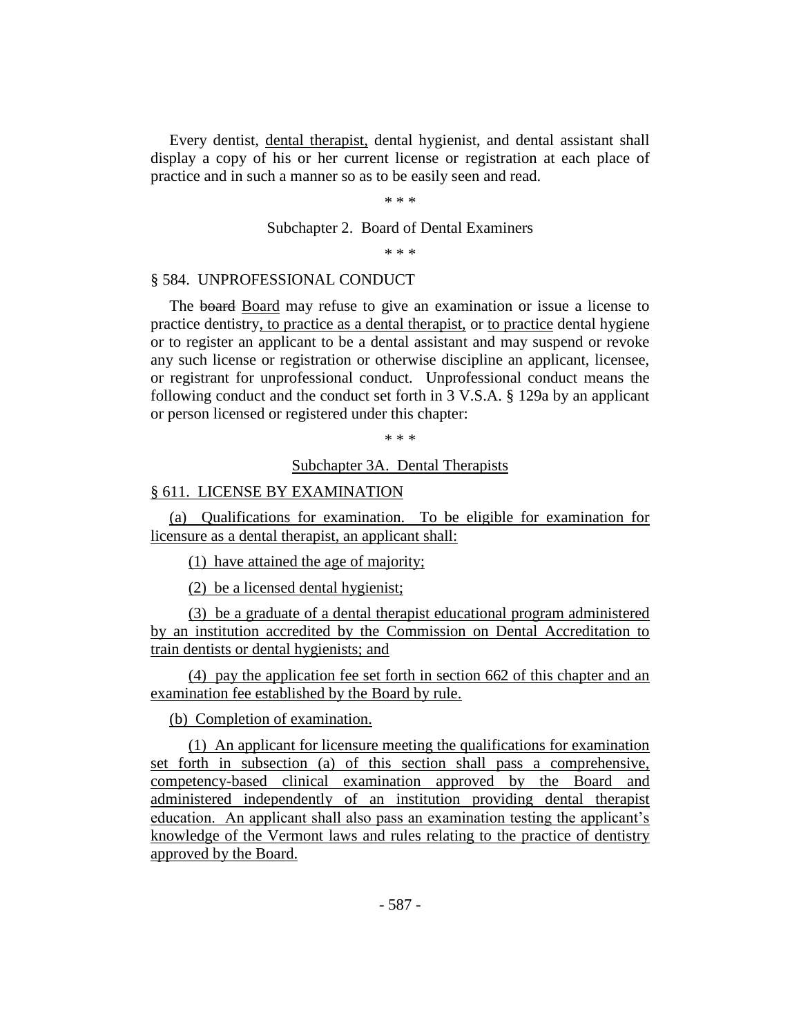Every dentist, dental therapist, dental hygienist, and dental assistant shall display a copy of his or her current license or registration at each place of practice and in such a manner so as to be easily seen and read.

\* \* \*

Subchapter 2. Board of Dental Examiners

\* \* \*

§ 584. UNPROFESSIONAL CONDUCT

The ~~board~~ Board may refuse to give an examination or issue a license to practice dentistry, to practice as a dental therapist, or to practice dental hygiene or to register an applicant to be a dental assistant and may suspend or revoke any such license or registration or otherwise discipline an applicant, licensee, or registrant for unprofessional conduct. Unprofessional conduct means the following conduct and the conduct set forth in 3 V.S.A. § 129a by an applicant or person licensed or registered under this chapter:

\* \* \*

Subchapter 3A. Dental Therapists

§ 611. LICENSE BY EXAMINATION

(a) Qualifications for examination. To be eligible for examination for licensure as a dental therapist, an applicant shall:

(1) have attained the age of majority;

(2) be a licensed dental hygienist;

(3) be a graduate of a dental therapist educational program administered by an institution accredited by the Commission on Dental Accreditation to train dentists or dental hygienists; and

(4) pay the application fee set forth in section 662 of this chapter and an examination fee established by the Board by rule.

(b) Completion of examination.

(1) An applicant for licensure meeting the qualifications for examination set forth in subsection (a) of this section shall pass a comprehensive, competency-based clinical examination approved by the Board and administered independently of an institution providing dental therapist education. An applicant shall also pass an examination testing the applicant's knowledge of the Vermont laws and rules relating to the practice of dentistry approved by the Board.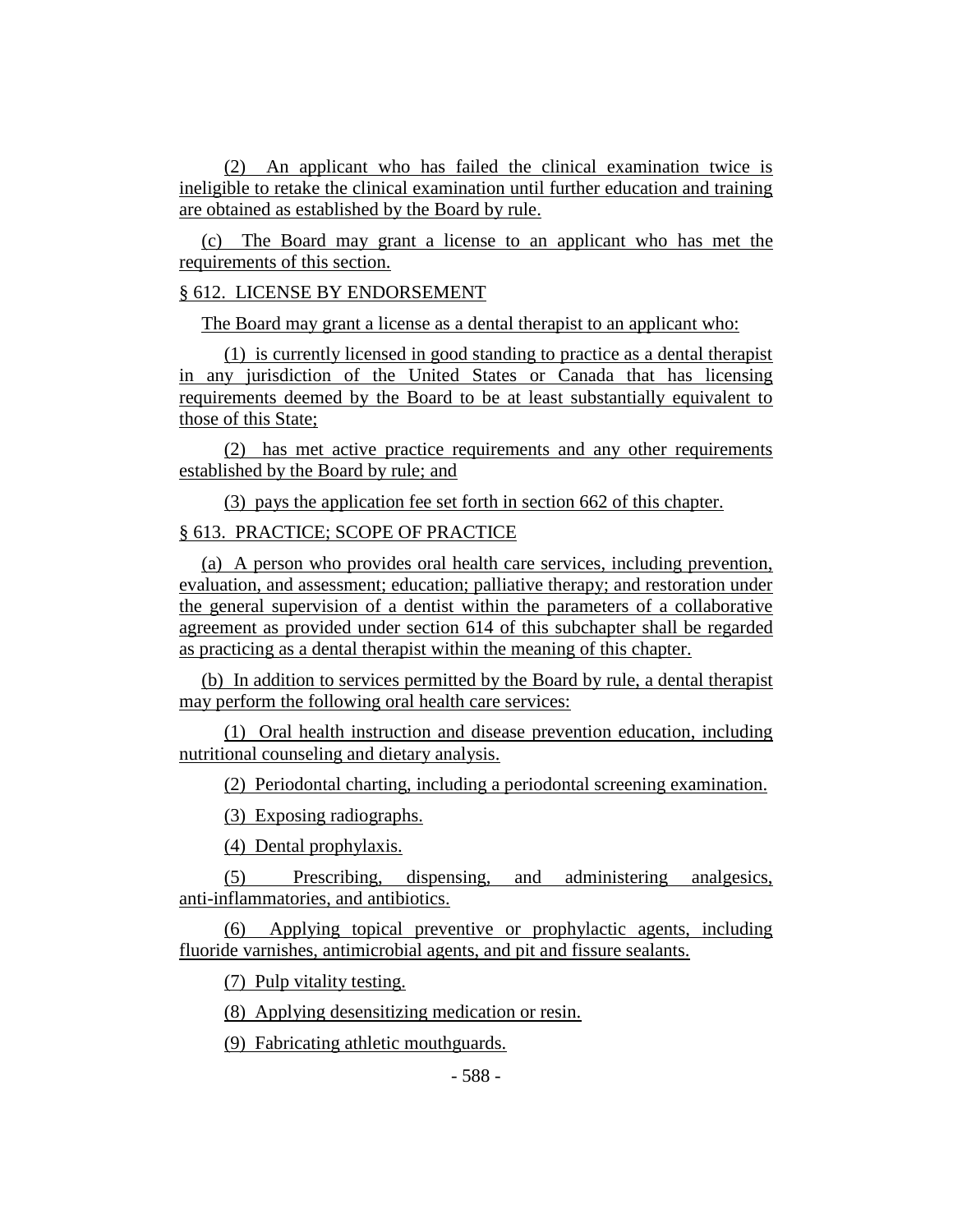(2) An applicant who has failed the clinical examination twice is ineligible to retake the clinical examination until further education and training are obtained as established by the Board by rule.

(c) The Board may grant a license to an applicant who has met the requirements of this section.

§ 612. LICENSE BY ENDORSEMENT

The Board may grant a license as a dental therapist to an applicant who:

(1) is currently licensed in good standing to practice as a dental therapist in any jurisdiction of the United States or Canada that has licensing requirements deemed by the Board to be at least substantially equivalent to those of this State;

(2) has met active practice requirements and any other requirements established by the Board by rule; and

(3) pays the application fee set forth in section 662 of this chapter.

§ 613. PRACTICE; SCOPE OF PRACTICE

(a) A person who provides oral health care services, including prevention, evaluation, and assessment; education; palliative therapy; and restoration under the general supervision of a dentist within the parameters of a collaborative agreement as provided under section 614 of this subchapter shall be regarded as practicing as a dental therapist within the meaning of this chapter.

(b) In addition to services permitted by the Board by rule, a dental therapist may perform the following oral health care services:

(1) Oral health instruction and disease prevention education, including nutritional counseling and dietary analysis.

(2) Periodontal charting, including a periodontal screening examination.

(3) Exposing radiographs.

(4) Dental prophylaxis.

(5) Prescribing, dispensing, and administering analgesics, anti-inflammatories, and antibiotics.

(6) Applying topical preventive or prophylactic agents, including fluoride varnishes, antimicrobial agents, and pit and fissure sealants.

(7) Pulp vitality testing.

(8) Applying desensitizing medication or resin.

(9) Fabricating athletic mouthguards.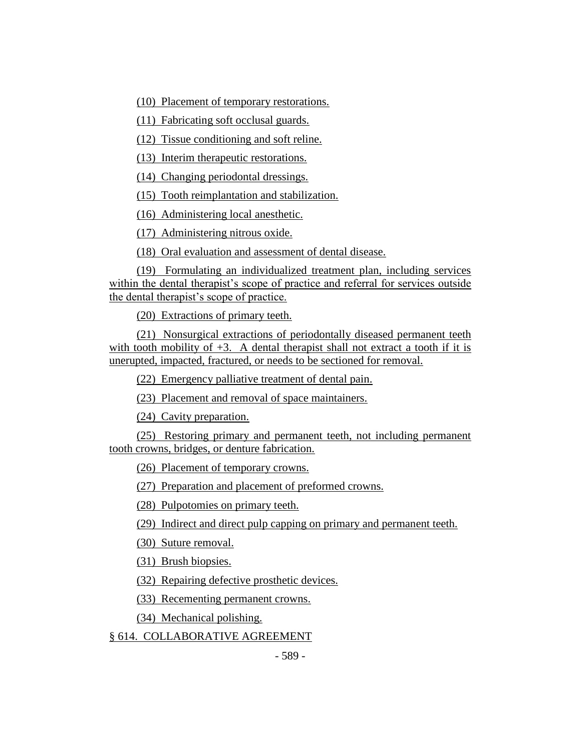(10) Placement of temporary restorations.

(11) Fabricating soft occlusal guards.

(12) Tissue conditioning and soft reline.

(13) Interim therapeutic restorations.

(14) Changing periodontal dressings.

(15) Tooth reimplantation and stabilization.

(16) Administering local anesthetic.

(17) Administering nitrous oxide.

(18) Oral evaluation and assessment of dental disease.

(19) Formulating an individualized treatment plan, including services within the dental therapist's scope of practice and referral for services outside the dental therapist's scope of practice.

(20) Extractions of primary teeth.

(21) Nonsurgical extractions of periodontally diseased permanent teeth with tooth mobility of +3. A dental therapist shall not extract a tooth if it is unerupted, impacted, fractured, or needs to be sectioned for removal.

(22) Emergency palliative treatment of dental pain.

(23) Placement and removal of space maintainers.

(24) Cavity preparation.

(25) Restoring primary and permanent teeth, not including permanent tooth crowns, bridges, or denture fabrication.

(26) Placement of temporary crowns.

(27) Preparation and placement of preformed crowns.

(28) Pulpotomies on primary teeth.

(29) Indirect and direct pulp capping on primary and permanent teeth.

(30) Suture removal.

(31) Brush biopsies.

(32) Repairing defective prosthetic devices.

(33) Recementing permanent crowns.

(34) Mechanical polishing.

§ 614. COLLABORATIVE AGREEMENT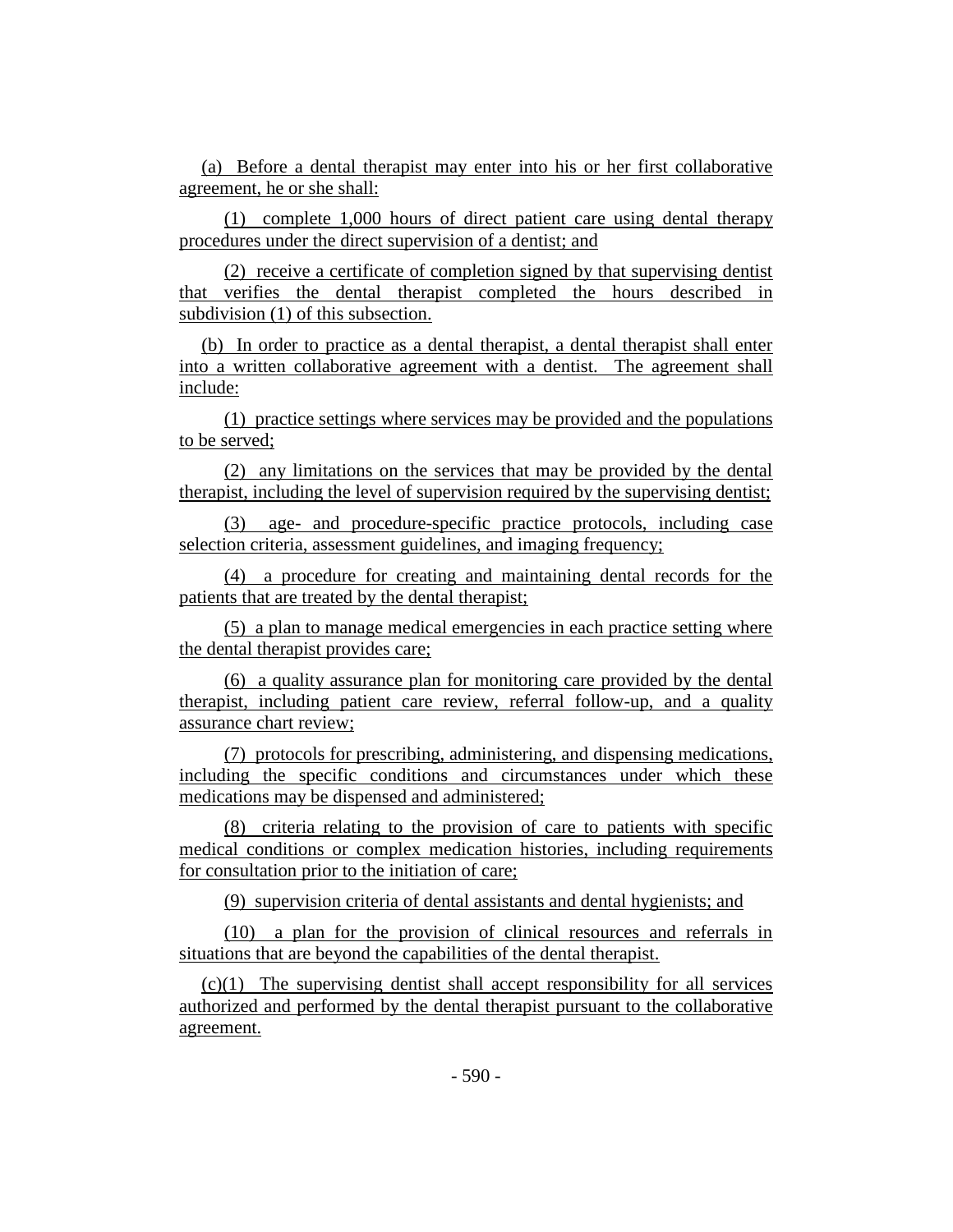(a) Before a dental therapist may enter into his or her first collaborative agreement, he or she shall:

(1) complete 1,000 hours of direct patient care using dental therapy procedures under the direct supervision of a dentist; and

(2) receive a certificate of completion signed by that supervising dentist that verifies the dental therapist completed the hours described in subdivision (1) of this subsection.

(b) In order to practice as a dental therapist, a dental therapist shall enter into a written collaborative agreement with a dentist. The agreement shall include:

(1) practice settings where services may be provided and the populations to be served;

(2) any limitations on the services that may be provided by the dental therapist, including the level of supervision required by the supervising dentist;

(3) age- and procedure-specific practice protocols, including case selection criteria, assessment guidelines, and imaging frequency;

(4) a procedure for creating and maintaining dental records for the patients that are treated by the dental therapist;

(5) a plan to manage medical emergencies in each practice setting where the dental therapist provides care;

(6) a quality assurance plan for monitoring care provided by the dental therapist, including patient care review, referral follow-up, and a quality assurance chart review;

(7) protocols for prescribing, administering, and dispensing medications, including the specific conditions and circumstances under which these medications may be dispensed and administered;

(8) criteria relating to the provision of care to patients with specific medical conditions or complex medication histories, including requirements for consultation prior to the initiation of care;

(9) supervision criteria of dental assistants and dental hygienists; and

(10) a plan for the provision of clinical resources and referrals in situations that are beyond the capabilities of the dental therapist.

(c)(1) The supervising dentist shall accept responsibility for all services authorized and performed by the dental therapist pursuant to the collaborative agreement.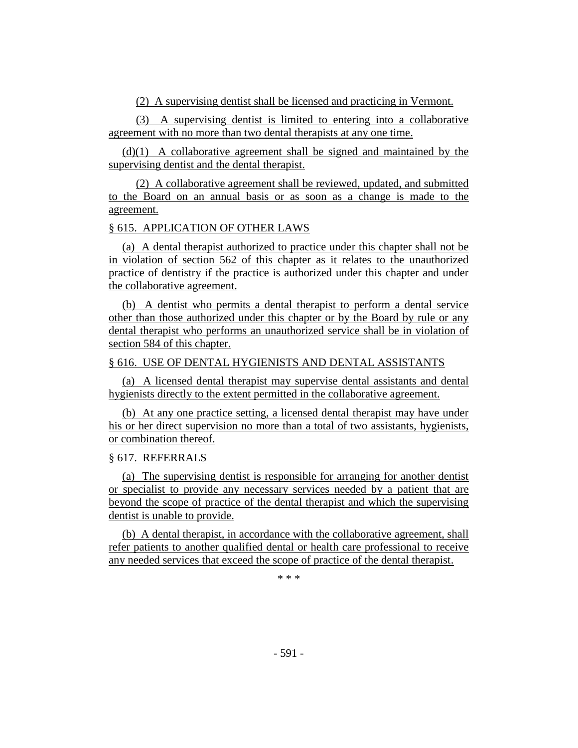(2) A supervising dentist shall be licensed and practicing in Vermont.

(3) A supervising dentist is limited to entering into a collaborative agreement with no more than two dental therapists at any one time.

(d)(1) A collaborative agreement shall be signed and maintained by the supervising dentist and the dental therapist.

(2) A collaborative agreement shall be reviewed, updated, and submitted to the Board on an annual basis or as soon as a change is made to the agreement.

§ 615. APPLICATION OF OTHER LAWS

(a) A dental therapist authorized to practice under this chapter shall not be in violation of section 562 of this chapter as it relates to the unauthorized practice of dentistry if the practice is authorized under this chapter and under the collaborative agreement.

(b) A dentist who permits a dental therapist to perform a dental service other than those authorized under this chapter or by the Board by rule or any dental therapist who performs an unauthorized service shall be in violation of section 584 of this chapter.

§ 616. USE OF DENTAL HYGIENISTS AND DENTAL ASSISTANTS

(a) A licensed dental therapist may supervise dental assistants and dental hygienists directly to the extent permitted in the collaborative agreement.

(b) At any one practice setting, a licensed dental therapist may have under his or her direct supervision no more than a total of two assistants, hygienists, or combination thereof.

§ 617. REFERRALS

(a) The supervising dentist is responsible for arranging for another dentist or specialist to provide any necessary services needed by a patient that are beyond the scope of practice of the dental therapist and which the supervising dentist is unable to provide.

(b) A dental therapist, in accordance with the collaborative agreement, shall refer patients to another qualified dental or health care professional to receive any needed services that exceed the scope of practice of the dental therapist.

* * *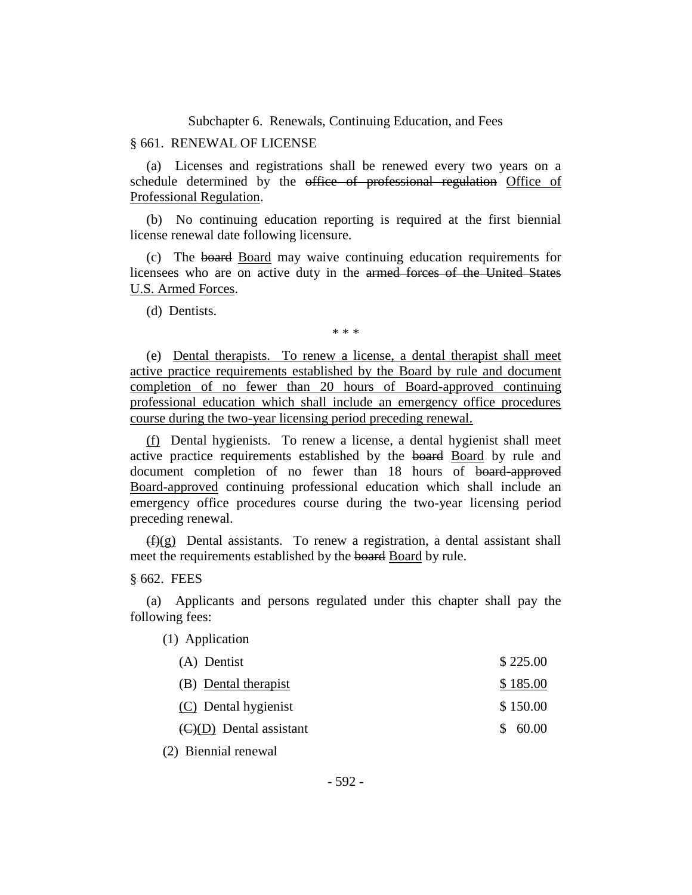Subchapter 6. Renewals, Continuing Education, and Fees

§ 661. RENEWAL OF LICENSE

(a) Licenses and registrations shall be renewed every two years on a schedule determined by the ~~office of professional regulation~~ <u>Office of Professional Regulation</u>.

(b) No continuing education reporting is required at the first biennial license renewal date following licensure.

(c) The ~~board~~ <u>Board</u> may waive continuing education requirements for licensees who are on active duty in the ~~armed forces of the United States~~ <u>U.S. Armed Forces</u>.

(d) Dentists.

\* \* \*

(e) <u>Dental therapists. To renew a license, a dental therapist shall meet active practice requirements established by the Board by rule and document completion of no fewer than 20 hours of Board-approved continuing professional education which shall include an emergency office procedures course during the two-year licensing period preceding renewal.</u>

<u>(f)</u> Dental hygienists. To renew a license, a dental hygienist shall meet active practice requirements established by the ~~board~~ <u>Board</u> by rule and document completion of no fewer than 18 hours of ~~board-approved~~ <u>Board-approved</u> continuing professional education which shall include an emergency office procedures course during the two-year licensing period preceding renewal.

~~(f)~~<u>(g)</u> Dental assistants. To renew a registration, a dental assistant shall meet the requirements established by the ~~board~~ <u>Board</u> by rule.

§ 662. FEES

(a) Applicants and persons regulated under this chapter shall pay the following fees:

(1) Application

| | |
|---|---|
| (A) Dentist | $ 225.00 |
| (B) <u>Dental therapist</u> | <u>$ 185.00</u> |
| <u>(C)</u> Dental hygienist | $ 150.00 |
| ~~(C)~~<u>(D)</u> Dental assistant | $ 60.00 |

(2) Biennial renewal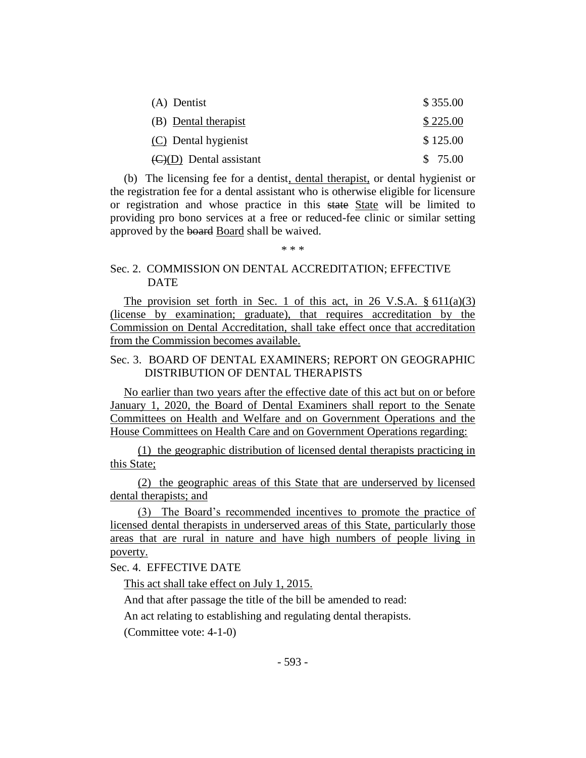| | |
|---|---|
| (A) Dentist | $ 355.00 |
| (B) Dental therapist | $ 225.00 |
| (C) Dental hygienist | $ 125.00 |
| ~~(C)~~(D) Dental assistant | $ 75.00 |

(b) The licensing fee for a dentist, dental therapist, or dental hygienist or the registration fee for a dental assistant who is otherwise eligible for licensure or registration and whose practice in this ~~state~~ State will be limited to providing pro bono services at a free or reduced-fee clinic or similar setting approved by the ~~board~~ Board shall be waived.

\* \* \*

Sec. 2. COMMISSION ON DENTAL ACCREDITATION; EFFECTIVE DATE

The provision set forth in Sec. 1 of this act, in 26 V.S.A. § 611(a)(3) (license by examination; graduate), that requires accreditation by the Commission on Dental Accreditation, shall take effect once that accreditation from the Commission becomes available.

Sec. 3. BOARD OF DENTAL EXAMINERS; REPORT ON GEOGRAPHIC DISTRIBUTION OF DENTAL THERAPISTS

No earlier than two years after the effective date of this act but on or before January 1, 2020, the Board of Dental Examiners shall report to the Senate Committees on Health and Welfare and on Government Operations and the House Committees on Health Care and on Government Operations regarding:

(1) the geographic distribution of licensed dental therapists practicing in this State;

(2) the geographic areas of this State that are underserved by licensed dental therapists; and

(3) The Board's recommended incentives to promote the practice of licensed dental therapists in underserved areas of this State, particularly those areas that are rural in nature and have high numbers of people living in poverty.

Sec. 4. EFFECTIVE DATE

This act shall take effect on July 1, 2015.

And that after passage the title of the bill be amended to read:

An act relating to establishing and regulating dental therapists.

(Committee vote: 4-1-0)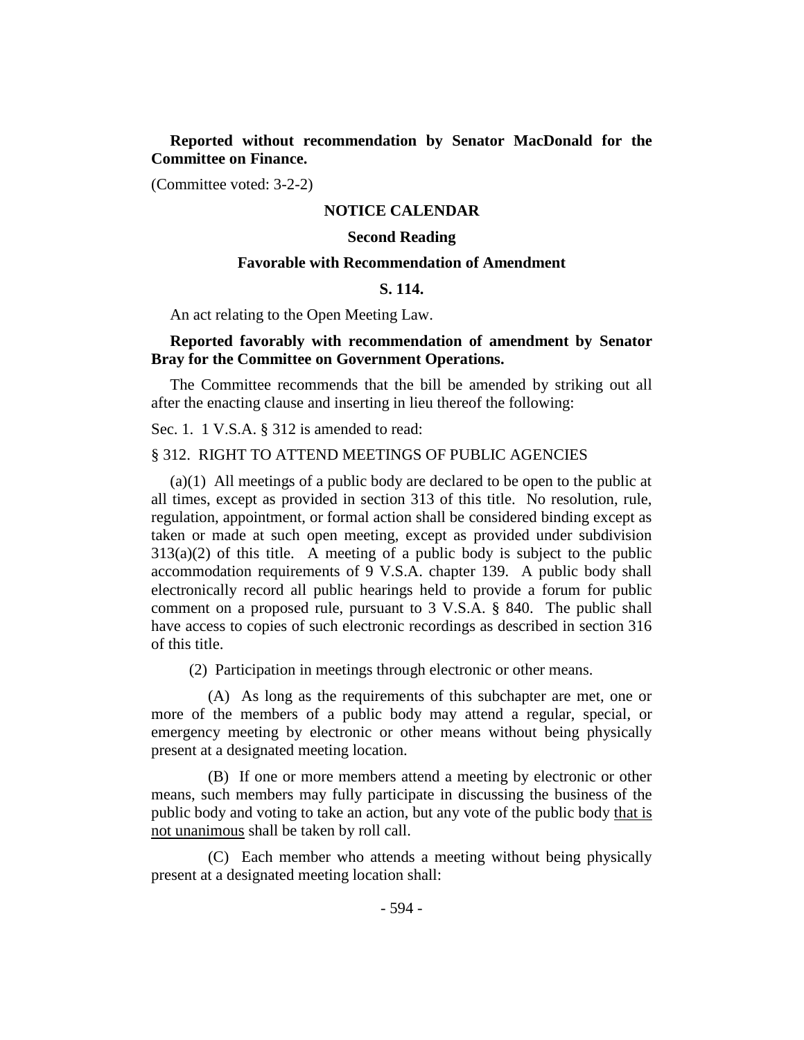**Reported without recommendation by Senator MacDonald for the Committee on Finance.**

(Committee voted: 3-2-2)

## NOTICE CALENDAR

### Second Reading

### Favorable with Recommendation of Amendment

### S. 114.

An act relating to the Open Meeting Law.

**Reported favorably with recommendation of amendment by Senator Bray for the Committee on Government Operations.**

The Committee recommends that the bill be amended by striking out all after the enacting clause and inserting in lieu thereof the following:

Sec. 1. 1 V.S.A. § 312 is amended to read:

§ 312. RIGHT TO ATTEND MEETINGS OF PUBLIC AGENCIES

(a)(1) All meetings of a public body are declared to be open to the public at all times, except as provided in section 313 of this title. No resolution, rule, regulation, appointment, or formal action shall be considered binding except as taken or made at such open meeting, except as provided under subdivision 313(a)(2) of this title. A meeting of a public body is subject to the public accommodation requirements of 9 V.S.A. chapter 139. A public body shall electronically record all public hearings held to provide a forum for public comment on a proposed rule, pursuant to 3 V.S.A. § 840. The public shall have access to copies of such electronic recordings as described in section 316 of this title.

(2) Participation in meetings through electronic or other means.

(A) As long as the requirements of this subchapter are met, one or more of the members of a public body may attend a regular, special, or emergency meeting by electronic or other means without being physically present at a designated meeting location.

(B) If one or more members attend a meeting by electronic or other means, such members may fully participate in discussing the business of the public body and voting to take an action, but any vote of the public body <u>that is not unanimous</u> shall be taken by roll call.

(C) Each member who attends a meeting without being physically present at a designated meeting location shall: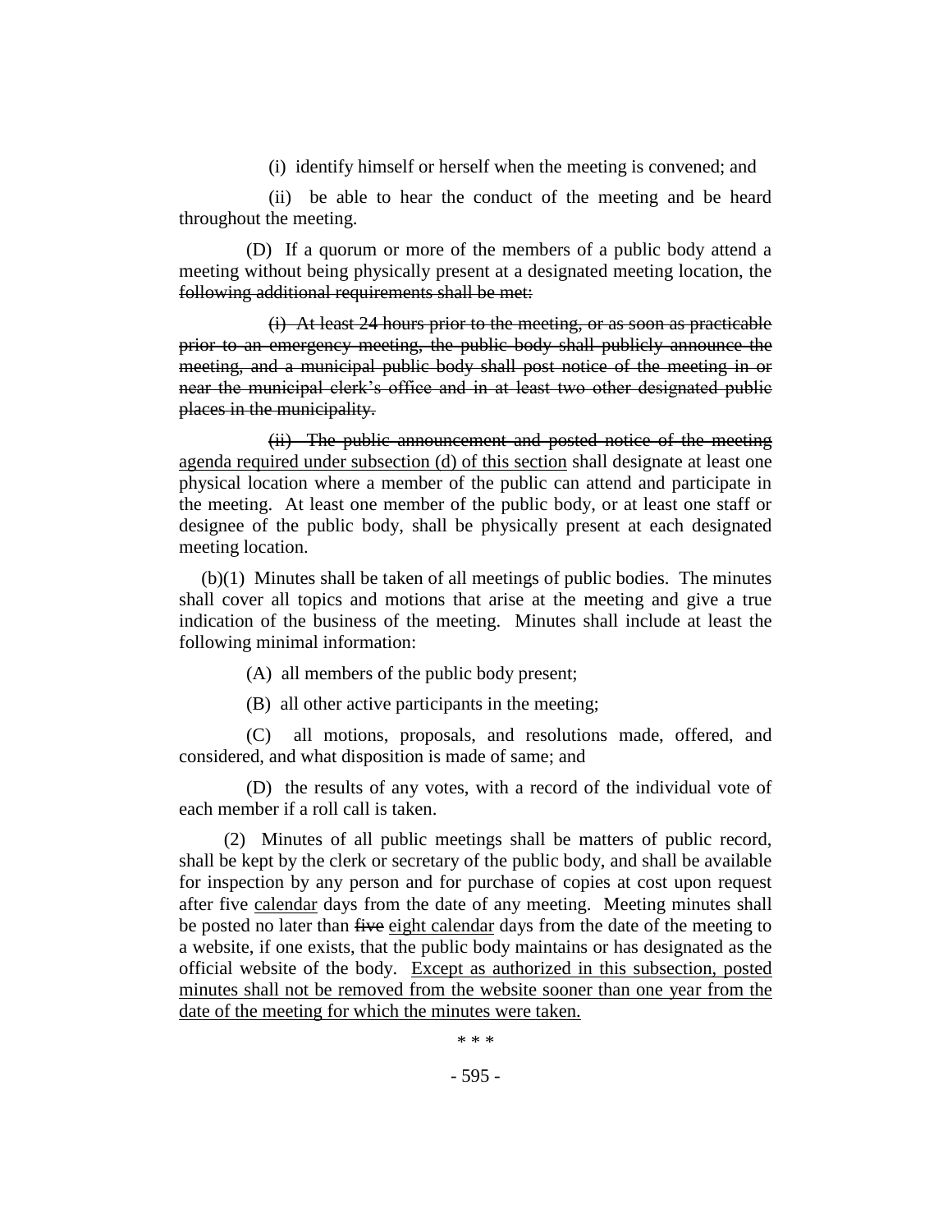(i) identify himself or herself when the meeting is convened; and

(ii) be able to hear the conduct of the meeting and be heard throughout the meeting.

(D) If a quorum or more of the members of a public body attend a meeting without being physically present at a designated meeting location, the ~~following additional requirements shall be met:~~

~~(i) At least 24 hours prior to the meeting, or as soon as practicable prior to an emergency meeting, the public body shall publicly announce the meeting, and a municipal public body shall post notice of the meeting in or near the municipal clerk's office and in at least two other designated public places in the municipality.~~

~~(ii) The public announcement and posted notice of the meeting~~ <u>agenda required under subsection (d) of this section</u> shall designate at least one physical location where a member of the public can attend and participate in the meeting. At least one member of the public body, or at least one staff or designee of the public body, shall be physically present at each designated meeting location.

(b)(1) Minutes shall be taken of all meetings of public bodies. The minutes shall cover all topics and motions that arise at the meeting and give a true indication of the business of the meeting. Minutes shall include at least the following minimal information:

(A) all members of the public body present;

(B) all other active participants in the meeting;

(C) all motions, proposals, and resolutions made, offered, and considered, and what disposition is made of same; and

(D) the results of any votes, with a record of the individual vote of each member if a roll call is taken.

(2) Minutes of all public meetings shall be matters of public record, shall be kept by the clerk or secretary of the public body, and shall be available for inspection by any person and for purchase of copies at cost upon request after five <u>calendar</u> days from the date of any meeting. Meeting minutes shall be posted no later than ~~five~~ <u>eight calendar</u> days from the date of the meeting to a website, if one exists, that the public body maintains or has designated as the official website of the body. <u>Except as authorized in this subsection, posted minutes shall not be removed from the website sooner than one year from the date of the meeting for which the minutes were taken.</u>

\* \* \*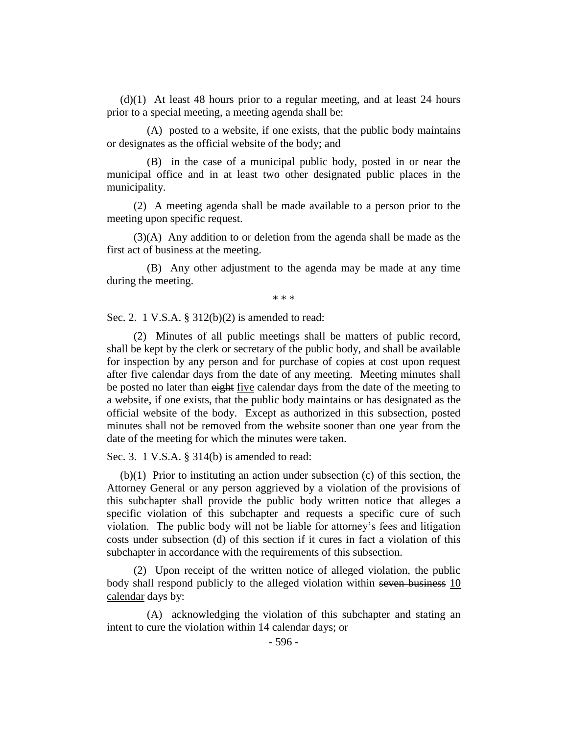(d)(1) At least 48 hours prior to a regular meeting, and at least 24 hours prior to a special meeting, a meeting agenda shall be:

(A) posted to a website, if one exists, that the public body maintains or designates as the official website of the body; and

(B) in the case of a municipal public body, posted in or near the municipal office and in at least two other designated public places in the municipality.

(2) A meeting agenda shall be made available to a person prior to the meeting upon specific request.

(3)(A) Any addition to or deletion from the agenda shall be made as the first act of business at the meeting.

(B) Any other adjustment to the agenda may be made at any time during the meeting.

\* \* \*

Sec. 2. 1 V.S.A. § 312(b)(2) is amended to read:

(2) Minutes of all public meetings shall be matters of public record, shall be kept by the clerk or secretary of the public body, and shall be available for inspection by any person and for purchase of copies at cost upon request after five calendar days from the date of any meeting. Meeting minutes shall be posted no later than ~~eight~~ <u>five</u> calendar days from the date of the meeting to a website, if one exists, that the public body maintains or has designated as the official website of the body. Except as authorized in this subsection, posted minutes shall not be removed from the website sooner than one year from the date of the meeting for which the minutes were taken.

Sec. 3. 1 V.S.A. § 314(b) is amended to read:

(b)(1) Prior to instituting an action under subsection (c) of this section, the Attorney General or any person aggrieved by a violation of the provisions of this subchapter shall provide the public body written notice that alleges a specific violation of this subchapter and requests a specific cure of such violation. The public body will not be liable for attorney's fees and litigation costs under subsection (d) of this section if it cures in fact a violation of this subchapter in accordance with the requirements of this subsection.

(2) Upon receipt of the written notice of alleged violation, the public body shall respond publicly to the alleged violation within ~~seven business~~ <u>10 calendar</u> days by:

(A) acknowledging the violation of this subchapter and stating an intent to cure the violation within 14 calendar days; or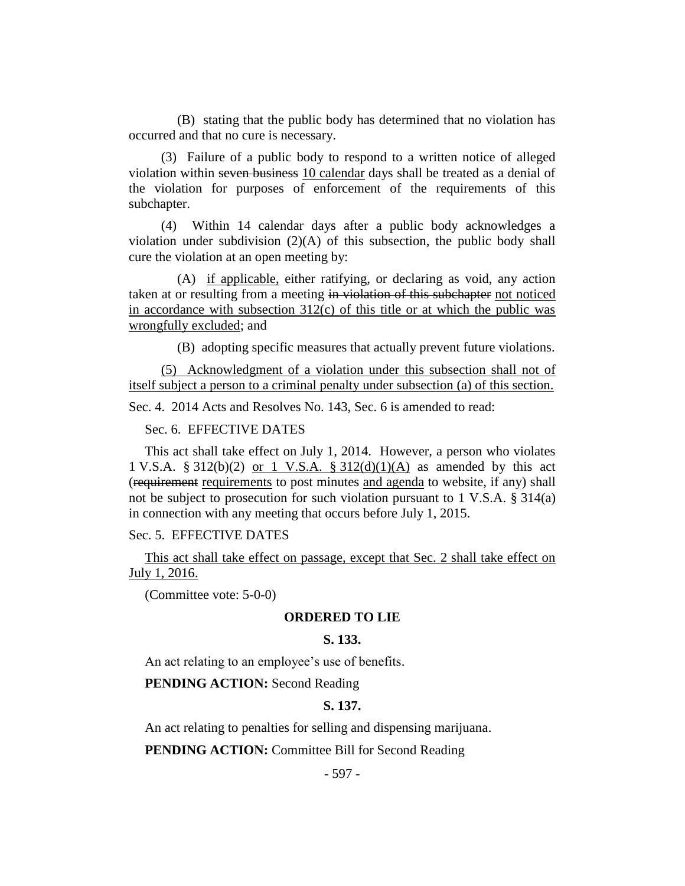(B) stating that the public body has determined that no violation has occurred and that no cure is necessary.

(3) Failure of a public body to respond to a written notice of alleged violation within ~~seven business~~ <u>10 calendar</u> days shall be treated as a denial of the violation for purposes of enforcement of the requirements of this subchapter.

(4) Within 14 calendar days after a public body acknowledges a violation under subdivision (2)(A) of this subsection, the public body shall cure the violation at an open meeting by:

(A) <u>if applicable,</u> either ratifying, or declaring as void, any action taken at or resulting from a meeting ~~in violation of this subchapter~~ <u>not noticed in accordance with subsection 312(c) of this title or at which the public was wrongfully excluded</u>; and

(B) adopting specific measures that actually prevent future violations.

<u>(5) Acknowledgment of a violation under this subsection shall not of itself subject a person to a criminal penalty under subsection (a) of this section.</u>

Sec. 4. 2014 Acts and Resolves No. 143, Sec. 6 is amended to read:

Sec. 6. EFFECTIVE DATES

This act shall take effect on July 1, 2014. However, a person who violates 1 V.S.A. § 312(b)(2) <u>or 1 V.S.A. § 312(d)(1)(A)</u> as amended by this act (~~requirement~~ <u>requirements</u> to post minutes <u>and agenda</u> to website, if any) shall not be subject to prosecution for such violation pursuant to 1 V.S.A. § 314(a) in connection with any meeting that occurs before July 1, 2015.

Sec. 5. EFFECTIVE DATES

<u>This act shall take effect on passage, except that Sec. 2 shall take effect on July 1, 2016.</u>

(Committee vote: 5-0-0)

**ORDERED TO LIE**

**S. 133.**

An act relating to an employee's use of benefits.

**PENDING ACTION:** Second Reading

**S. 137.**

An act relating to penalties for selling and dispensing marijuana.

**PENDING ACTION:** Committee Bill for Second Reading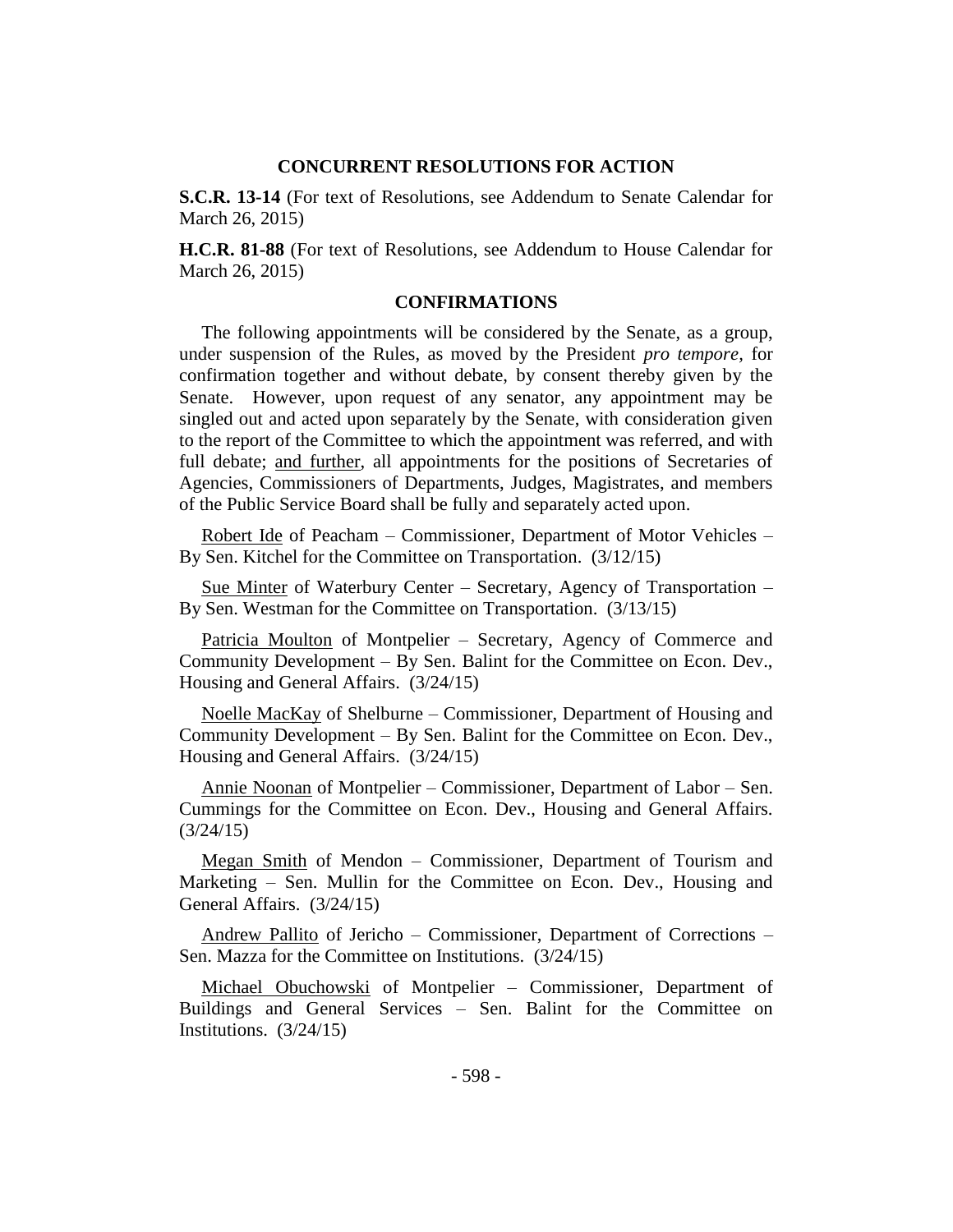## CONCURRENT RESOLUTIONS FOR ACTION

**S.C.R. 13-14** (For text of Resolutions, see Addendum to Senate Calendar for March 26, 2015)

**H.C.R. 81-88** (For text of Resolutions, see Addendum to House Calendar for March 26, 2015)

## CONFIRMATIONS

The following appointments will be considered by the Senate, as a group, under suspension of the Rules, as moved by the President *pro tempore,* for confirmation together and without debate, by consent thereby given by the Senate. However, upon request of any senator, any appointment may be singled out and acted upon separately by the Senate, with consideration given to the report of the Committee to which the appointment was referred, and with full debate; and further, all appointments for the positions of Secretaries of Agencies, Commissioners of Departments, Judges, Magistrates, and members of the Public Service Board shall be fully and separately acted upon.

Robert Ide of Peacham – Commissioner, Department of Motor Vehicles – By Sen. Kitchel for the Committee on Transportation. (3/12/15)

Sue Minter of Waterbury Center – Secretary, Agency of Transportation – By Sen. Westman for the Committee on Transportation. (3/13/15)

Patricia Moulton of Montpelier – Secretary, Agency of Commerce and Community Development – By Sen. Balint for the Committee on Econ. Dev., Housing and General Affairs. (3/24/15)

Noelle MacKay of Shelburne – Commissioner, Department of Housing and Community Development – By Sen. Balint for the Committee on Econ. Dev., Housing and General Affairs. (3/24/15)

Annie Noonan of Montpelier – Commissioner, Department of Labor – Sen. Cummings for the Committee on Econ. Dev., Housing and General Affairs. (3/24/15)

Megan Smith of Mendon – Commissioner, Department of Tourism and Marketing – Sen. Mullin for the Committee on Econ. Dev., Housing and General Affairs. (3/24/15)

Andrew Pallito of Jericho – Commissioner, Department of Corrections – Sen. Mazza for the Committee on Institutions. (3/24/15)

Michael Obuchowski of Montpelier – Commissioner, Department of Buildings and General Services – Sen. Balint for the Committee on Institutions. (3/24/15)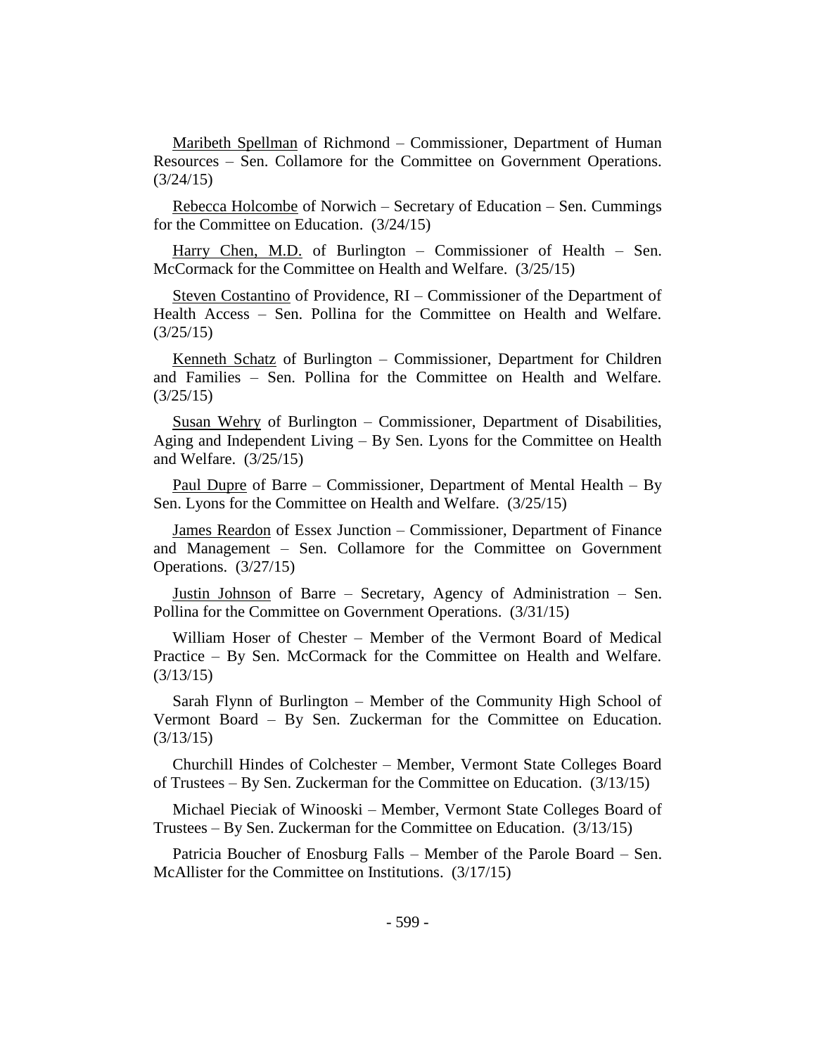<u>Maribeth Spellman</u> of Richmond – Commissioner, Department of Human Resources – Sen. Collamore for the Committee on Government Operations. (3/24/15)

<u>Rebecca Holcombe</u> of Norwich – Secretary of Education – Sen. Cummings for the Committee on Education. (3/24/15)

<u>Harry Chen, M.D.</u> of Burlington – Commissioner of Health – Sen. McCormack for the Committee on Health and Welfare. (3/25/15)

<u>Steven Costantino</u> of Providence, RI – Commissioner of the Department of Health Access – Sen. Pollina for the Committee on Health and Welfare. (3/25/15)

<u>Kenneth Schatz</u> of Burlington – Commissioner, Department for Children and Families – Sen. Pollina for the Committee on Health and Welfare. (3/25/15)

<u>Susan Wehry</u> of Burlington – Commissioner, Department of Disabilities, Aging and Independent Living – By Sen. Lyons for the Committee on Health and Welfare. (3/25/15)

<u>Paul Dupre</u> of Barre – Commissioner, Department of Mental Health – By Sen. Lyons for the Committee on Health and Welfare. (3/25/15)

<u>James Reardon</u> of Essex Junction – Commissioner, Department of Finance and Management – Sen. Collamore for the Committee on Government Operations. (3/27/15)

<u>Justin Johnson</u> of Barre – Secretary, Agency of Administration – Sen. Pollina for the Committee on Government Operations. (3/31/15)

William Hoser of Chester – Member of the Vermont Board of Medical Practice – By Sen. McCormack for the Committee on Health and Welfare. (3/13/15)

Sarah Flynn of Burlington – Member of the Community High School of Vermont Board – By Sen. Zuckerman for the Committee on Education. (3/13/15)

Churchill Hindes of Colchester – Member, Vermont State Colleges Board of Trustees – By Sen. Zuckerman for the Committee on Education. (3/13/15)

Michael Pieciak of Winooski – Member, Vermont State Colleges Board of Trustees – By Sen. Zuckerman for the Committee on Education. (3/13/15)

Patricia Boucher of Enosburg Falls – Member of the Parole Board – Sen. McAllister for the Committee on Institutions. (3/17/15)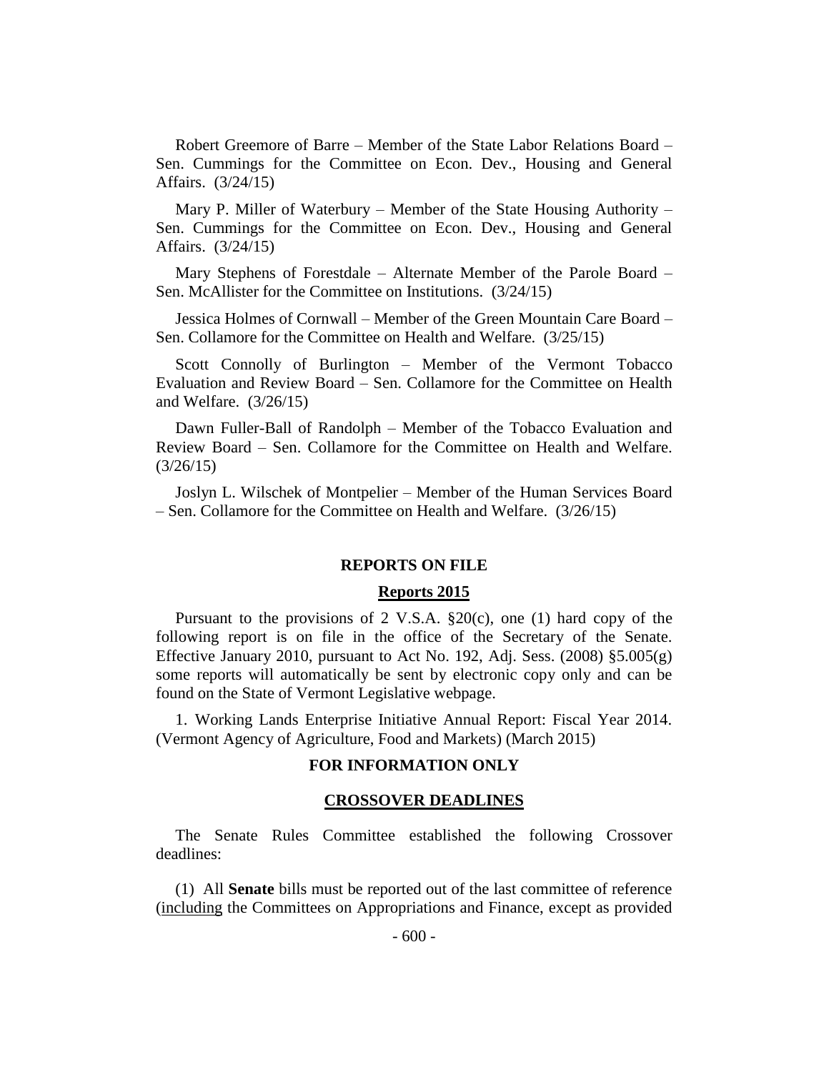Robert Greemore of Barre – Member of the State Labor Relations Board – Sen. Cummings for the Committee on Econ. Dev., Housing and General Affairs. (3/24/15)

Mary P. Miller of Waterbury – Member of the State Housing Authority – Sen. Cummings for the Committee on Econ. Dev., Housing and General Affairs. (3/24/15)

Mary Stephens of Forestdale – Alternate Member of the Parole Board – Sen. McAllister for the Committee on Institutions. (3/24/15)

Jessica Holmes of Cornwall – Member of the Green Mountain Care Board – Sen. Collamore for the Committee on Health and Welfare. (3/25/15)

Scott Connolly of Burlington – Member of the Vermont Tobacco Evaluation and Review Board – Sen. Collamore for the Committee on Health and Welfare. (3/26/15)

Dawn Fuller-Ball of Randolph – Member of the Tobacco Evaluation and Review Board – Sen. Collamore for the Committee on Health and Welfare. (3/26/15)

Joslyn L. Wilschek of Montpelier – Member of the Human Services Board – Sen. Collamore for the Committee on Health and Welfare. (3/26/15)

## REPORTS ON FILE

### Reports 2015

Pursuant to the provisions of 2 V.S.A. §20(c), one (1) hard copy of the following report is on file in the office of the Secretary of the Senate. Effective January 2010, pursuant to Act No. 192, Adj. Sess. (2008) §5.005(g) some reports will automatically be sent by electronic copy only and can be found on the State of Vermont Legislative webpage.

1. Working Lands Enterprise Initiative Annual Report: Fiscal Year 2014. (Vermont Agency of Agriculture, Food and Markets) (March 2015)

## FOR INFORMATION ONLY

### CROSSOVER DEADLINES

The Senate Rules Committee established the following Crossover deadlines:

(1) All **Senate** bills must be reported out of the last committee of reference (including the Committees on Appropriations and Finance, except as provided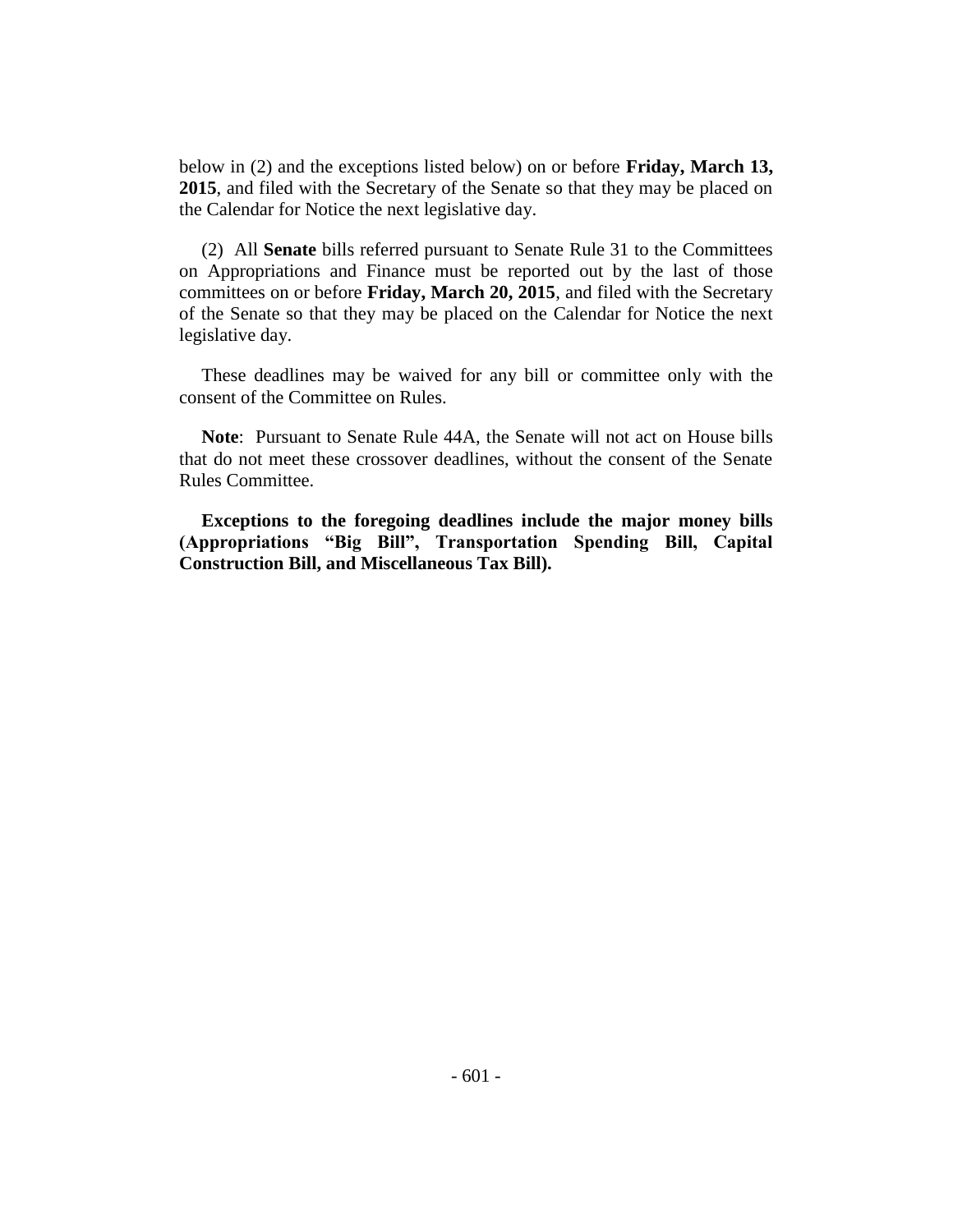below in (2) and the exceptions listed below) on or before **Friday, March 13, 2015**, and filed with the Secretary of the Senate so that they may be placed on the Calendar for Notice the next legislative day.

(2) All **Senate** bills referred pursuant to Senate Rule 31 to the Committees on Appropriations and Finance must be reported out by the last of those committees on or before **Friday, March 20, 2015**, and filed with the Secretary of the Senate so that they may be placed on the Calendar for Notice the next legislative day.

These deadlines may be waived for any bill or committee only with the consent of the Committee on Rules.

**Note**: Pursuant to Senate Rule 44A, the Senate will not act on House bills that do not meet these crossover deadlines, without the consent of the Senate Rules Committee.

**Exceptions to the foregoing deadlines include the major money bills (Appropriations "Big Bill", Transportation Spending Bill, Capital Construction Bill, and Miscellaneous Tax Bill).**